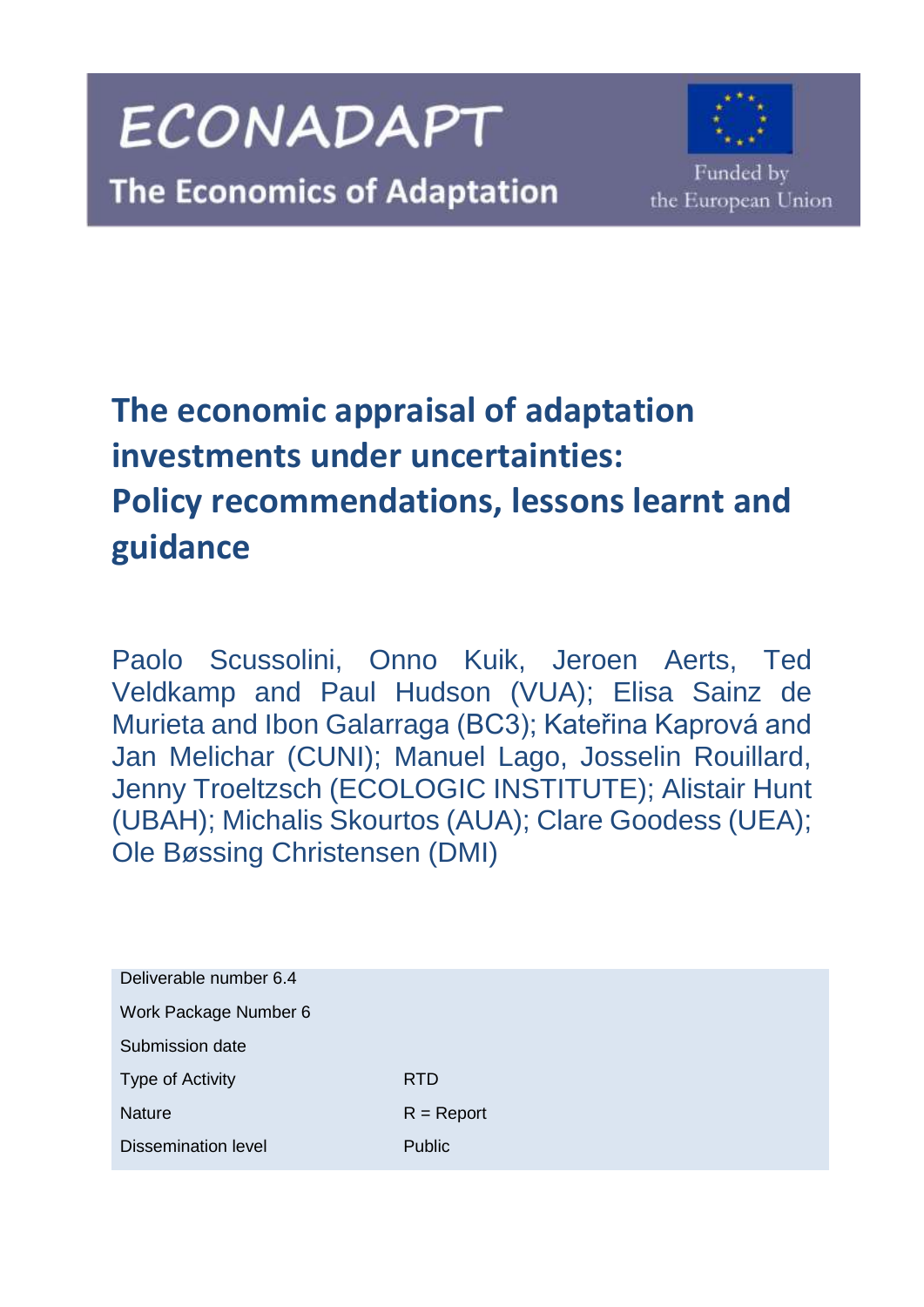ECONADAPT

The Economics of Adaptation

Funded by the European Union

# The economic appraisal of adaptation investments under uncertainties: Policy recommendations, lessons learnt and guidance

Paolo Scussolini, Onno Kuik, Jeroen Aerts, Ted Veldkamp and Paul Hudson (VUA); Elisa Sainz de Murieta and Ibon Galarraga (BC3); Kateřina Kaprová and Jan Melichar (CUNI); Manuel Lago, Josselin Rouillard, Jenny Troeltzsch (ECOLOGIC INSTITUTE); Alistair Hunt (UBAH); Michalis Skourtos (AUA); Clare Goodess (UEA); Ole Bøssing Christensen (DMI)

| | |
|---|---|
| Deliverable number 6.4 | |
| Work Package Number 6 | |
| Submission date | |
| Type of Activity | RTD |
| Nature | R = Report |
| Dissemination level | Public |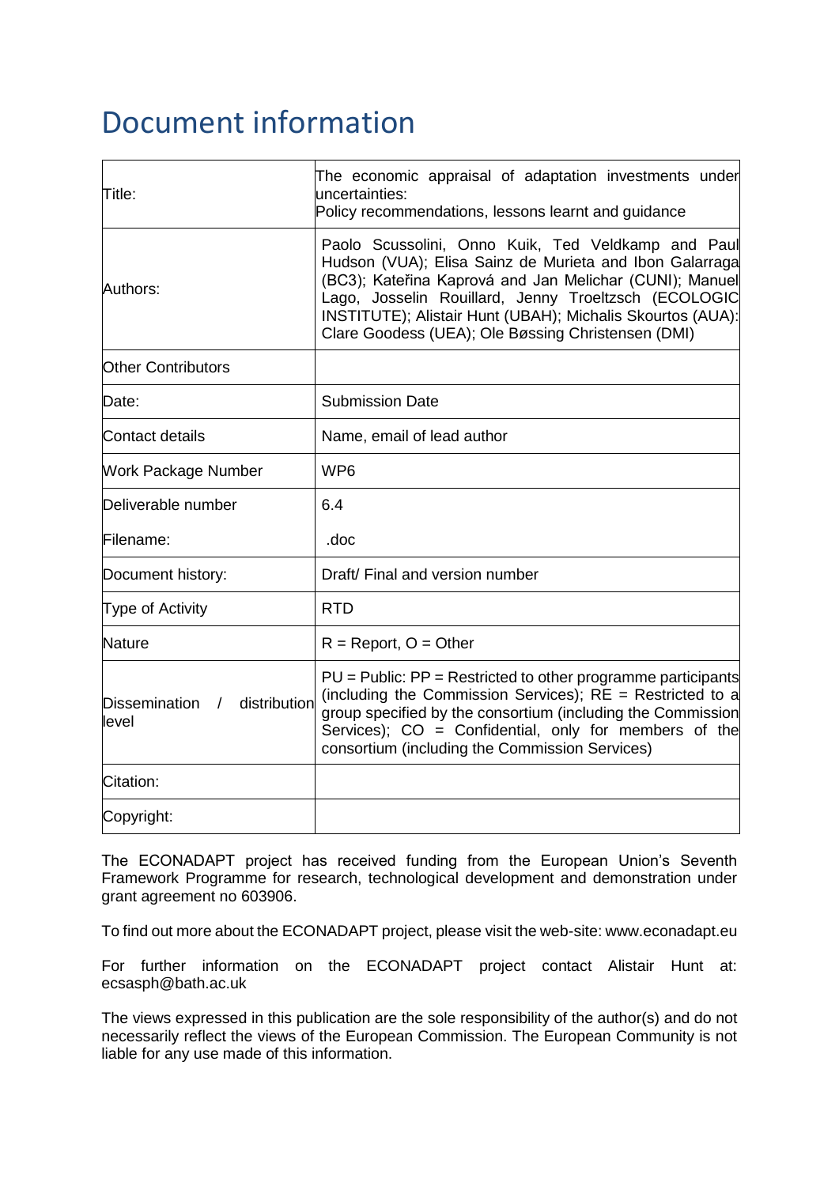# Document information

| | |
|---|---|
| Title: | The economic appraisal of adaptation investments under uncertainties:<br>Policy recommendations, lessons learnt and guidance |
| Authors: | Paolo Scussolini, Onno Kuik, Ted Veldkamp and Paul Hudson (VUA); Elisa Sainz de Murieta and Ibon Galarraga (BC3); Kateřina Kaprová and Jan Melichar (CUNI); Manuel Lago, Josselin Rouillard, Jenny Troeltzsch (ECOLOGIC INSTITUTE); Alistair Hunt (UBAH); Michalis Skourtos (AUA): Clare Goodess (UEA); Ole Bøssing Christensen (DMI) |
| Other Contributors | |
| Date: | Submission Date |
| Contact details | Name, email of lead author |
| Work Package Number | WP6 |
| Deliverable number | 6.4 |
| Filename: | .doc |
| Document history: | Draft/ Final and version number |
| Type of Activity | RTD |
| Nature | R = Report, O = Other |
| Dissemination / distribution level | PU = Public: PP = Restricted to other programme participants (including the Commission Services); RE = Restricted to a group specified by the consortium (including the Commission Services); CO = Confidential, only for members of the consortium (including the Commission Services) |
| Citation: | |
| Copyright: | |

The ECONADAPT project has received funding from the European Union's Seventh Framework Programme for research, technological development and demonstration under grant agreement no 603906.

To find out more about the ECONADAPT project, please visit the web-site: www.econadapt.eu

For further information on the ECONADAPT project contact Alistair Hunt at: ecsasph@bath.ac.uk

The views expressed in this publication are the sole responsibility of the author(s) and do not necessarily reflect the views of the European Commission. The European Community is not liable for any use made of this information.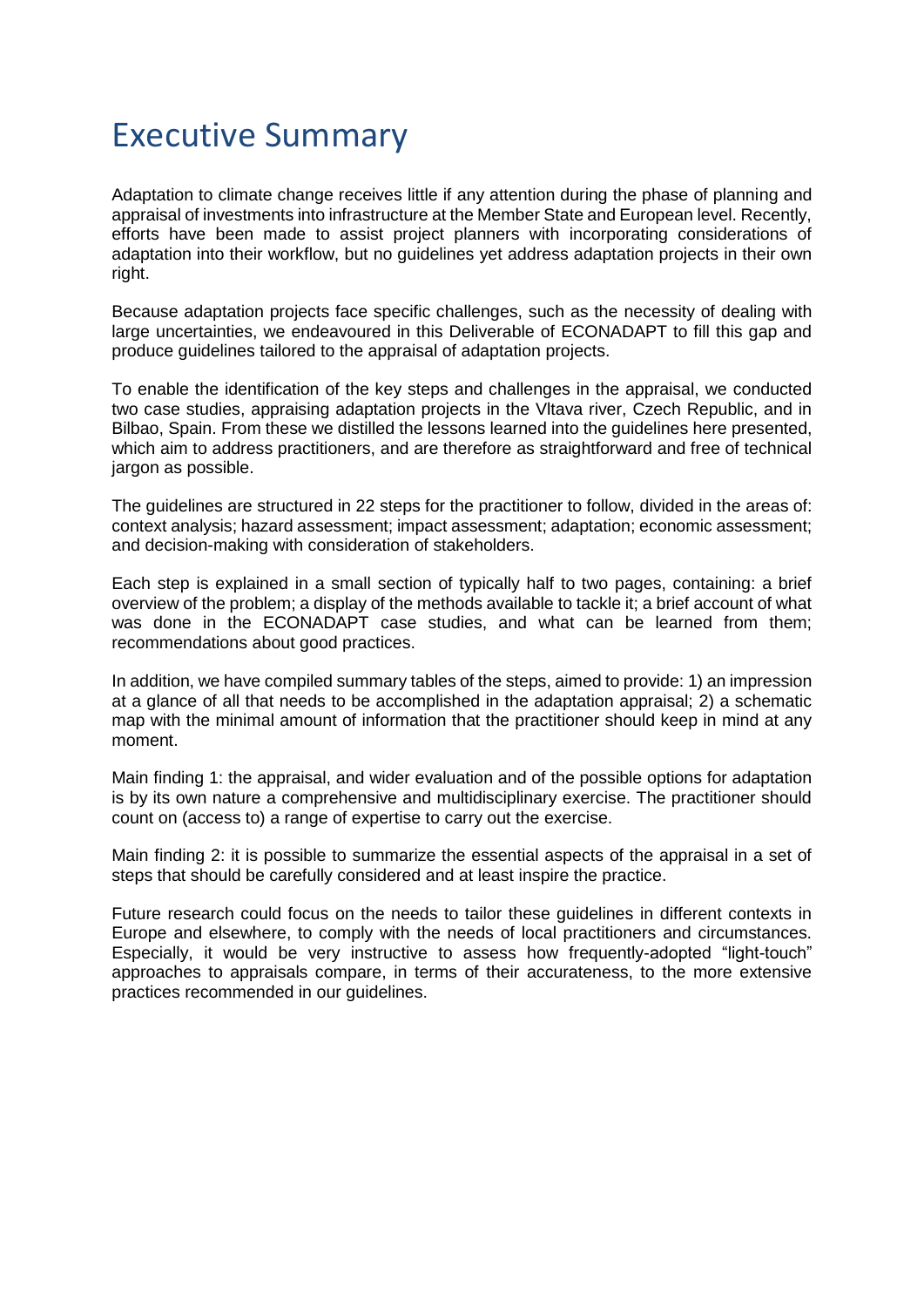# Executive Summary

Adaptation to climate change receives little if any attention during the phase of planning and appraisal of investments into infrastructure at the Member State and European level. Recently, efforts have been made to assist project planners with incorporating considerations of adaptation into their workflow, but no guidelines yet address adaptation projects in their own right.

Because adaptation projects face specific challenges, such as the necessity of dealing with large uncertainties, we endeavoured in this Deliverable of ECONADAPT to fill this gap and produce guidelines tailored to the appraisal of adaptation projects.

To enable the identification of the key steps and challenges in the appraisal, we conducted two case studies, appraising adaptation projects in the Vltava river, Czech Republic, and in Bilbao, Spain. From these we distilled the lessons learned into the guidelines here presented, which aim to address practitioners, and are therefore as straightforward and free of technical jargon as possible.

The guidelines are structured in 22 steps for the practitioner to follow, divided in the areas of: context analysis; hazard assessment; impact assessment; adaptation; economic assessment; and decision-making with consideration of stakeholders.

Each step is explained in a small section of typically half to two pages, containing: a brief overview of the problem; a display of the methods available to tackle it; a brief account of what was done in the ECONADAPT case studies, and what can be learned from them; recommendations about good practices.

In addition, we have compiled summary tables of the steps, aimed to provide: 1) an impression at a glance of all that needs to be accomplished in the adaptation appraisal; 2) a schematic map with the minimal amount of information that the practitioner should keep in mind at any moment.

Main finding 1: the appraisal, and wider evaluation and of the possible options for adaptation is by its own nature a comprehensive and multidisciplinary exercise. The practitioner should count on (access to) a range of expertise to carry out the exercise.

Main finding 2: it is possible to summarize the essential aspects of the appraisal in a set of steps that should be carefully considered and at least inspire the practice.

Future research could focus on the needs to tailor these guidelines in different contexts in Europe and elsewhere, to comply with the needs of local practitioners and circumstances. Especially, it would be very instructive to assess how frequently-adopted "light-touch" approaches to appraisals compare, in terms of their accurateness, to the more extensive practices recommended in our guidelines.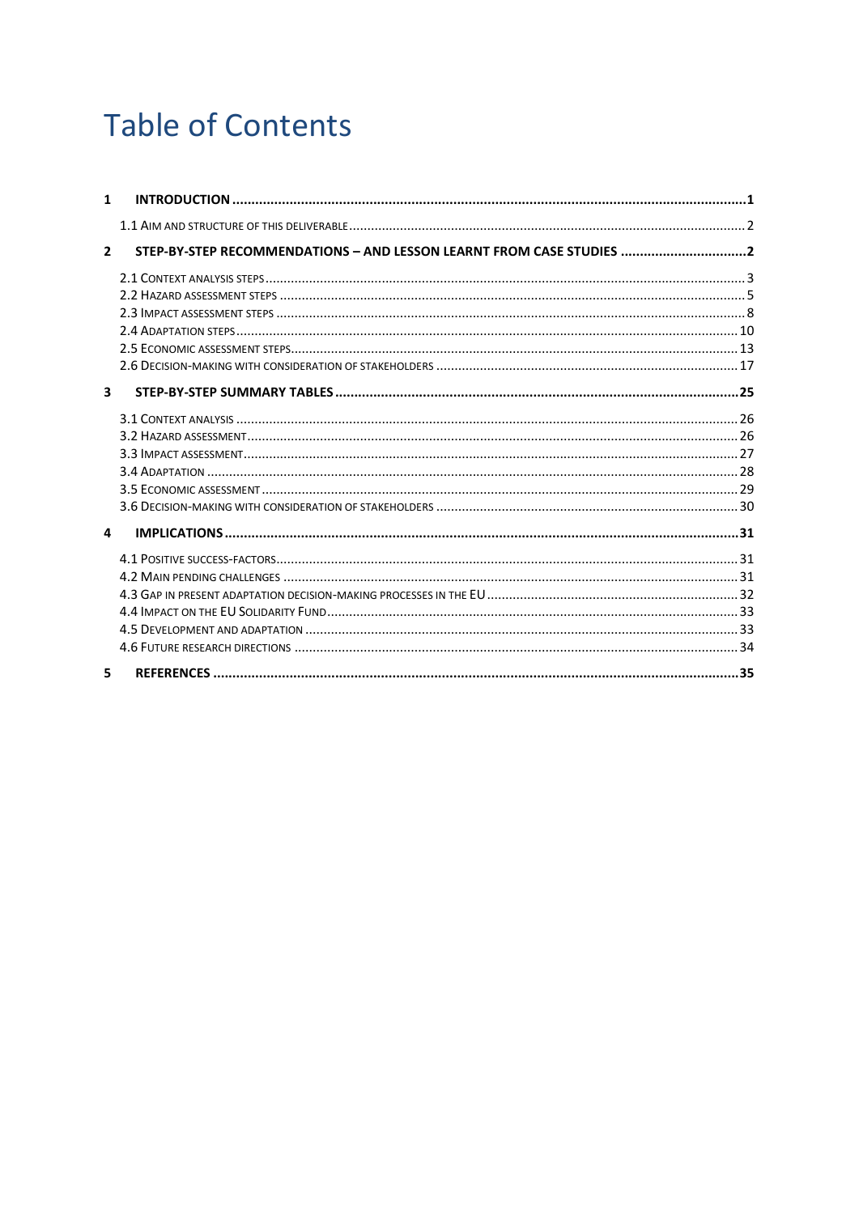# Table of Contents

1 INTRODUCTION ..... 1

1.1 AIM AND STRUCTURE OF THIS DELIVERABLE ..... 2

2 STEP-BY-STEP RECOMMENDATIONS – AND LESSON LEARNT FROM CASE STUDIES ..... 2

2.1 CONTEXT ANALYSIS STEPS ..... 3
2.2 HAZARD ASSESSMENT STEPS ..... 5
2.3 IMPACT ASSESSMENT STEPS ..... 8
2.4 ADAPTATION STEPS ..... 10
2.5 ECONOMIC ASSESSMENT STEPS ..... 13
2.6 DECISION-MAKING WITH CONSIDERATION OF STAKEHOLDERS ..... 17

3 STEP-BY-STEP SUMMARY TABLES ..... 25

3.1 CONTEXT ANALYSIS ..... 26
3.2 HAZARD ASSESSMENT ..... 26
3.3 IMPACT ASSESSMENT ..... 27
3.4 ADAPTATION ..... 28
3.5 ECONOMIC ASSESSMENT ..... 29
3.6 DECISION-MAKING WITH CONSIDERATION OF STAKEHOLDERS ..... 30

4 IMPLICATIONS ..... 31

4.1 POSITIVE SUCCESS-FACTORS ..... 31
4.2 MAIN PENDING CHALLENGES ..... 31
4.3 GAP IN PRESENT ADAPTATION DECISION-MAKING PROCESSES IN THE EU ..... 32
4.4 IMPACT ON THE EU SOLIDARITY FUND ..... 33
4.5 DEVELOPMENT AND ADAPTATION ..... 33
4.6 FUTURE RESEARCH DIRECTIONS ..... 34

5 REFERENCES ..... 35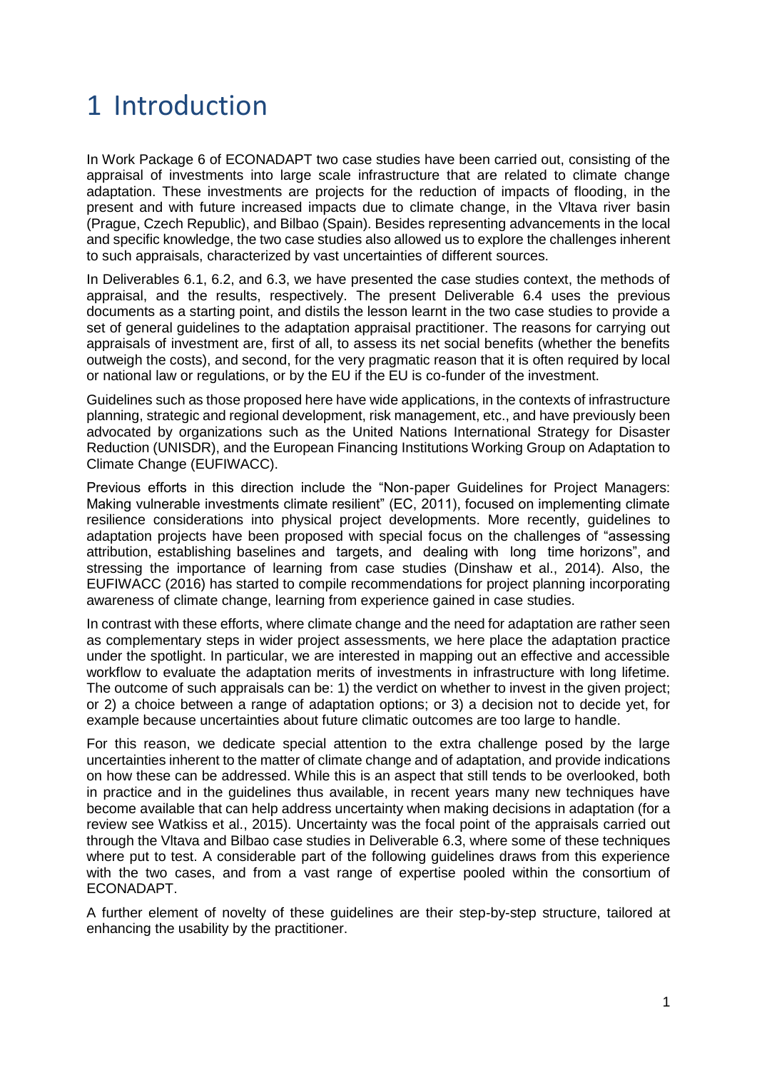# 1 Introduction

In Work Package 6 of ECONADAPT two case studies have been carried out, consisting of the appraisal of investments into large scale infrastructure that are related to climate change adaptation. These investments are projects for the reduction of impacts of flooding, in the present and with future increased impacts due to climate change, in the Vltava river basin (Prague, Czech Republic), and Bilbao (Spain). Besides representing advancements in the local and specific knowledge, the two case studies also allowed us to explore the challenges inherent to such appraisals, characterized by vast uncertainties of different sources.

In Deliverables 6.1, 6.2, and 6.3, we have presented the case studies context, the methods of appraisal, and the results, respectively. The present Deliverable 6.4 uses the previous documents as a starting point, and distils the lesson learnt in the two case studies to provide a set of general guidelines to the adaptation appraisal practitioner. The reasons for carrying out appraisals of investment are, first of all, to assess its net social benefits (whether the benefits outweigh the costs), and second, for the very pragmatic reason that it is often required by local or national law or regulations, or by the EU if the EU is co-funder of the investment.

Guidelines such as those proposed here have wide applications, in the contexts of infrastructure planning, strategic and regional development, risk management, etc., and have previously been advocated by organizations such as the United Nations International Strategy for Disaster Reduction (UNISDR), and the European Financing Institutions Working Group on Adaptation to Climate Change (EUFIWACC).

Previous efforts in this direction include the "Non-paper Guidelines for Project Managers: Making vulnerable investments climate resilient" (EC, 2011), focused on implementing climate resilience considerations into physical project developments. More recently, guidelines to adaptation projects have been proposed with special focus on the challenges of "assessing attribution, establishing baselines and targets, and dealing with long time horizons", and stressing the importance of learning from case studies (Dinshaw et al., 2014). Also, the EUFIWACC (2016) has started to compile recommendations for project planning incorporating awareness of climate change, learning from experience gained in case studies.

In contrast with these efforts, where climate change and the need for adaptation are rather seen as complementary steps in wider project assessments, we here place the adaptation practice under the spotlight. In particular, we are interested in mapping out an effective and accessible workflow to evaluate the adaptation merits of investments in infrastructure with long lifetime. The outcome of such appraisals can be: 1) the verdict on whether to invest in the given project; or 2) a choice between a range of adaptation options; or 3) a decision not to decide yet, for example because uncertainties about future climatic outcomes are too large to handle.

For this reason, we dedicate special attention to the extra challenge posed by the large uncertainties inherent to the matter of climate change and of adaptation, and provide indications on how these can be addressed. While this is an aspect that still tends to be overlooked, both in practice and in the guidelines thus available, in recent years many new techniques have become available that can help address uncertainty when making decisions in adaptation (for a review see Watkiss et al., 2015). Uncertainty was the focal point of the appraisals carried out through the Vltava and Bilbao case studies in Deliverable 6.3, where some of these techniques where put to test. A considerable part of the following guidelines draws from this experience with the two cases, and from a vast range of expertise pooled within the consortium of ECONADAPT.

A further element of novelty of these guidelines are their step-by-step structure, tailored at enhancing the usability by the practitioner.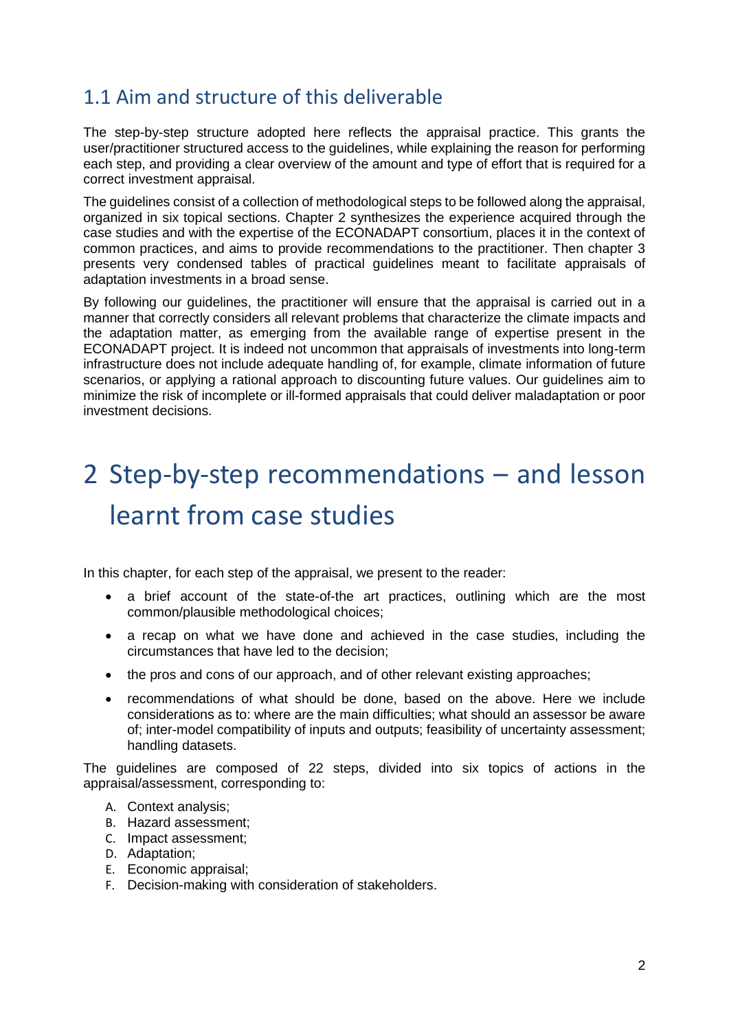## 1.1 Aim and structure of this deliverable

The step-by-step structure adopted here reflects the appraisal practice. This grants the user/practitioner structured access to the guidelines, while explaining the reason for performing each step, and providing a clear overview of the amount and type of effort that is required for a correct investment appraisal.

The guidelines consist of a collection of methodological steps to be followed along the appraisal, organized in six topical sections. Chapter 2 synthesizes the experience acquired through the case studies and with the expertise of the ECONADAPT consortium, places it in the context of common practices, and aims to provide recommendations to the practitioner. Then chapter 3 presents very condensed tables of practical guidelines meant to facilitate appraisals of adaptation investments in a broad sense.

By following our guidelines, the practitioner will ensure that the appraisal is carried out in a manner that correctly considers all relevant problems that characterize the climate impacts and the adaptation matter, as emerging from the available range of expertise present in the ECONADAPT project. It is indeed not uncommon that appraisals of investments into long-term infrastructure does not include adequate handling of, for example, climate information of future scenarios, or applying a rational approach to discounting future values. Our guidelines aim to minimize the risk of incomplete or ill-formed appraisals that could deliver maladaptation or poor investment decisions.

# 2 Step-by-step recommendations – and lesson learnt from case studies

In this chapter, for each step of the appraisal, we present to the reader:

- a brief account of the state-of-the art practices, outlining which are the most common/plausible methodological choices;
- a recap on what we have done and achieved in the case studies, including the circumstances that have led to the decision;
- the pros and cons of our approach, and of other relevant existing approaches;
- recommendations of what should be done, based on the above. Here we include considerations as to: where are the main difficulties; what should an assessor be aware of; inter-model compatibility of inputs and outputs; feasibility of uncertainty assessment; handling datasets.

The guidelines are composed of 22 steps, divided into six topics of actions in the appraisal/assessment, corresponding to:

A. Context analysis;
B. Hazard assessment;
C. Impact assessment;
D. Adaptation;
E. Economic appraisal;
F. Decision-making with consideration of stakeholders.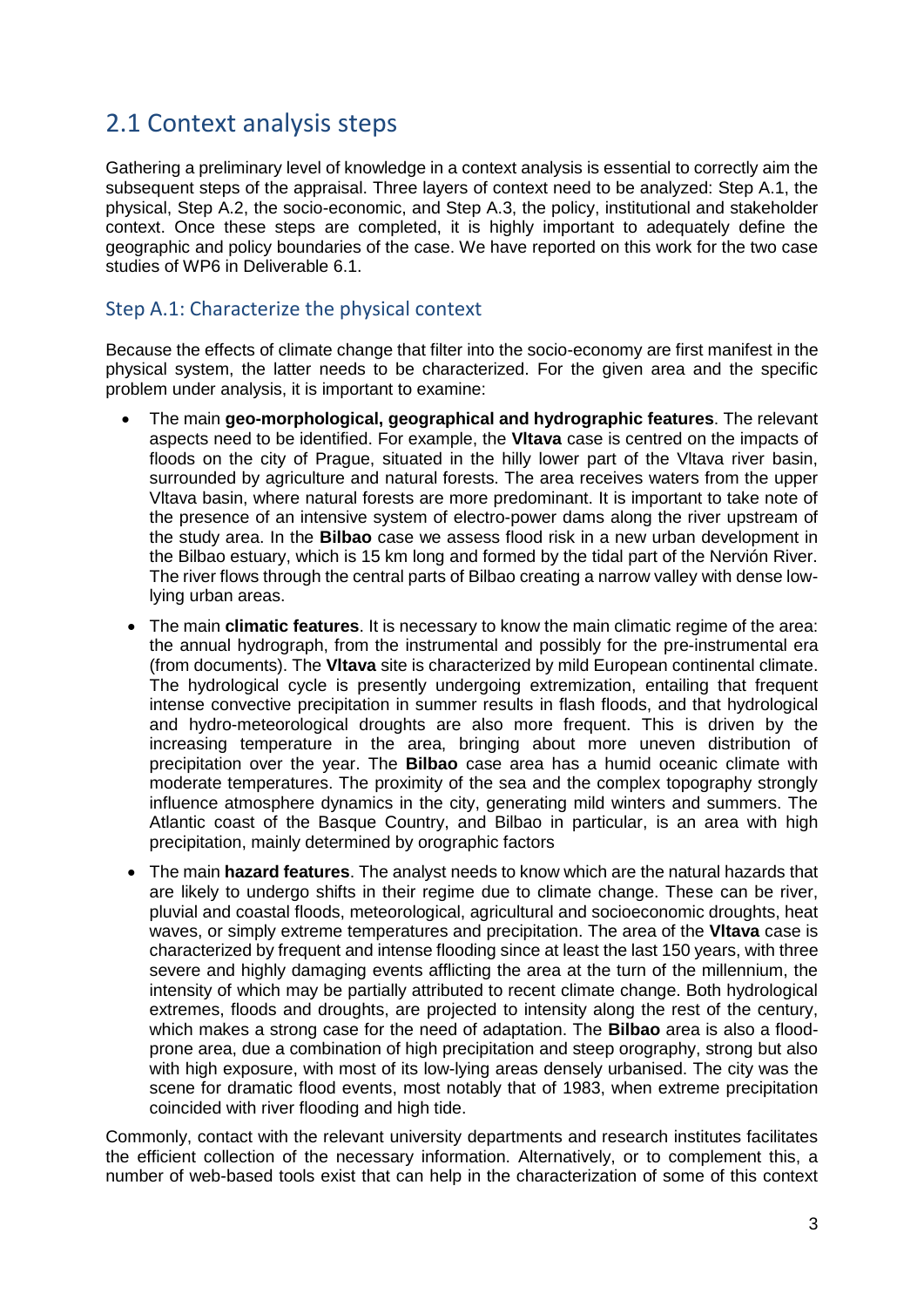## 2.1 Context analysis steps

Gathering a preliminary level of knowledge in a context analysis is essential to correctly aim the subsequent steps of the appraisal. Three layers of context need to be analyzed: Step A.1, the physical, Step A.2, the socio-economic, and Step A.3, the policy, institutional and stakeholder context. Once these steps are completed, it is highly important to adequately define the geographic and policy boundaries of the case. We have reported on this work for the two case studies of WP6 in Deliverable 6.1.

### Step A.1: Characterize the physical context

Because the effects of climate change that filter into the socio-economy are first manifest in the physical system, the latter needs to be characterized. For the given area and the specific problem under analysis, it is important to examine:

- The main **geo-morphological, geographical and hydrographic features**. The relevant aspects need to be identified. For example, the **Vltava** case is centred on the impacts of floods on the city of Prague, situated in the hilly lower part of the Vltava river basin, surrounded by agriculture and natural forests. The area receives waters from the upper Vltava basin, where natural forests are more predominant. It is important to take note of the presence of an intensive system of electro-power dams along the river upstream of the study area. In the **Bilbao** case we assess flood risk in a new urban development in the Bilbao estuary, which is 15 km long and formed by the tidal part of the Nervión River. The river flows through the central parts of Bilbao creating a narrow valley with dense low-lying urban areas.
- The main **climatic features**. It is necessary to know the main climatic regime of the area: the annual hydrograph, from the instrumental and possibly for the pre-instrumental era (from documents). The **Vltava** site is characterized by mild European continental climate. The hydrological cycle is presently undergoing extremization, entailing that frequent intense convective precipitation in summer results in flash floods, and that hydrological and hydro-meteorological droughts are also more frequent. This is driven by the increasing temperature in the area, bringing about more uneven distribution of precipitation over the year. The **Bilbao** case area has a humid oceanic climate with moderate temperatures. The proximity of the sea and the complex topography strongly influence atmosphere dynamics in the city, generating mild winters and summers. The Atlantic coast of the Basque Country, and Bilbao in particular, is an area with high precipitation, mainly determined by orographic factors
- The main **hazard features**. The analyst needs to know which are the natural hazards that are likely to undergo shifts in their regime due to climate change. These can be river, pluvial and coastal floods, meteorological, agricultural and socioeconomic droughts, heat waves, or simply extreme temperatures and precipitation. The area of the **Vltava** case is characterized by frequent and intense flooding since at least the last 150 years, with three severe and highly damaging events afflicting the area at the turn of the millennium, the intensity of which may be partially attributed to recent climate change. Both hydrological extremes, floods and droughts, are projected to intensity along the rest of the century, which makes a strong case for the need of adaptation. The **Bilbao** area is also a flood-prone area, due a combination of high precipitation and steep orography, strong but also with high exposure, with most of its low-lying areas densely urbanised. The city was the scene for dramatic flood events, most notably that of 1983, when extreme precipitation coincided with river flooding and high tide.

Commonly, contact with the relevant university departments and research institutes facilitates the efficient collection of the necessary information. Alternatively, or to complement this, a number of web-based tools exist that can help in the characterization of some of this context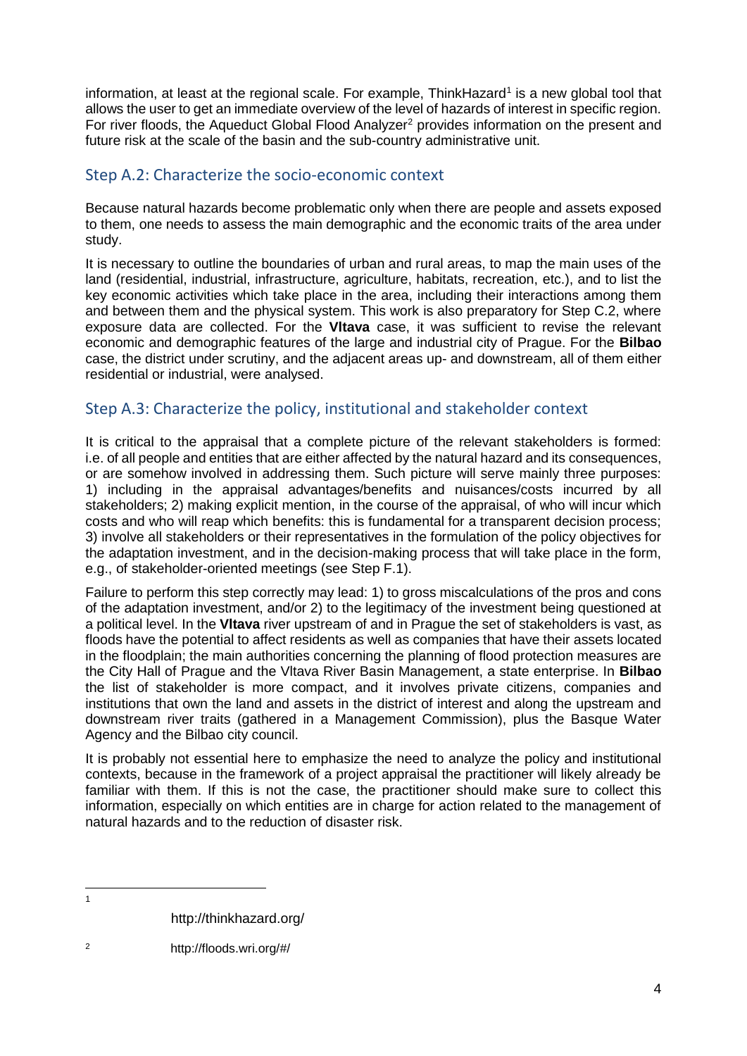information, at least at the regional scale. For example, ThinkHazard[1] is a new global tool that allows the user to get an immediate overview of the level of hazards of interest in specific region. For river floods, the Aqueduct Global Flood Analyzer[2] provides information on the present and future risk at the scale of the basin and the sub-country administrative unit.

## Step A.2: Characterize the socio-economic context

Because natural hazards become problematic only when there are people and assets exposed to them, one needs to assess the main demographic and the economic traits of the area under study.

It is necessary to outline the boundaries of urban and rural areas, to map the main uses of the land (residential, industrial, infrastructure, agriculture, habitats, recreation, etc.), and to list the key economic activities which take place in the area, including their interactions among them and between them and the physical system. This work is also preparatory for Step C.2, where exposure data are collected. For the **Vltava** case, it was sufficient to revise the relevant economic and demographic features of the large and industrial city of Prague. For the **Bilbao** case, the district under scrutiny, and the adjacent areas up- and downstream, all of them either residential or industrial, were analysed.

## Step A.3: Characterize the policy, institutional and stakeholder context

It is critical to the appraisal that a complete picture of the relevant stakeholders is formed: i.e. of all people and entities that are either affected by the natural hazard and its consequences, or are somehow involved in addressing them. Such picture will serve mainly three purposes: 1) including in the appraisal advantages/benefits and nuisances/costs incurred by all stakeholders; 2) making explicit mention, in the course of the appraisal, of who will incur which costs and who will reap which benefits: this is fundamental for a transparent decision process; 3) involve all stakeholders or their representatives in the formulation of the policy objectives for the adaptation investment, and in the decision-making process that will take place in the form, e.g., of stakeholder-oriented meetings (see Step F.1).

Failure to perform this step correctly may lead: 1) to gross miscalculations of the pros and cons of the adaptation investment, and/or 2) to the legitimacy of the investment being questioned at a political level. In the **Vltava** river upstream of and in Prague the set of stakeholders is vast, as floods have the potential to affect residents as well as companies that have their assets located in the floodplain; the main authorities concerning the planning of flood protection measures are the City Hall of Prague and the Vltava River Basin Management, a state enterprise. In **Bilbao** the list of stakeholder is more compact, and it involves private citizens, companies and institutions that own the land and assets in the district of interest and along the upstream and downstream river traits (gathered in a Management Commission), plus the Basque Water Agency and the Bilbao city council.

It is probably not essential here to emphasize the need to analyze the policy and institutional contexts, because in the framework of a project appraisal the practitioner will likely already be familiar with them. If this is not the case, the practitioner should make sure to collect this information, especially on which entities are in charge for action related to the management of natural hazards and to the reduction of disaster risk.

---

[1] http://thinkhazard.org/

[2] http://floods.wri.org/#/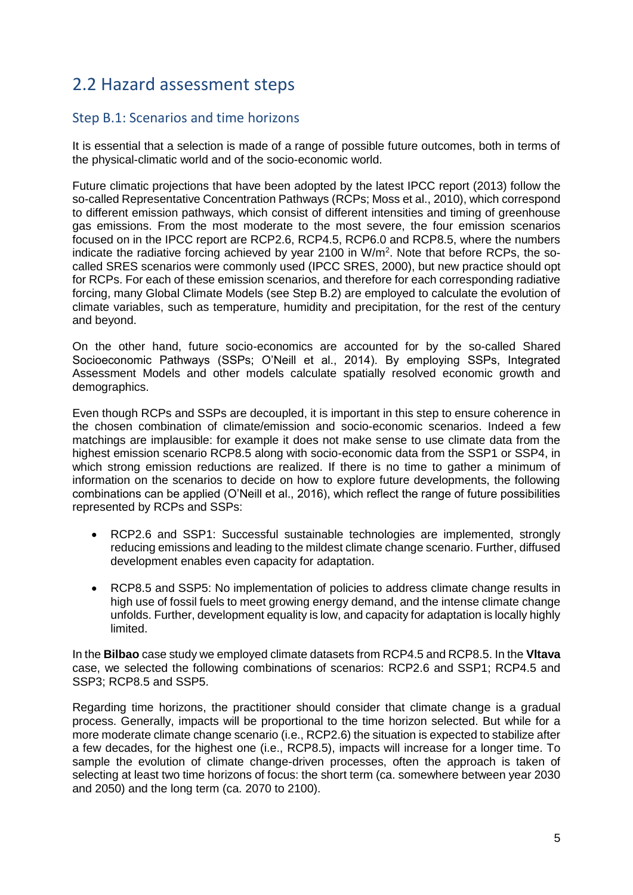## 2.2 Hazard assessment steps

### Step B.1: Scenarios and time horizons

It is essential that a selection is made of a range of possible future outcomes, both in terms of the physical-climatic world and of the socio-economic world.

Future climatic projections that have been adopted by the latest IPCC report (2013) follow the so-called Representative Concentration Pathways (RCPs; Moss et al., 2010), which correspond to different emission pathways, which consist of different intensities and timing of greenhouse gas emissions. From the most moderate to the most severe, the four emission scenarios focused on in the IPCC report are RCP2.6, RCP4.5, RCP6.0 and RCP8.5, where the numbers indicate the radiative forcing achieved by year 2100 in $W/m^2$. Note that before RCPs, the so-called SRES scenarios were commonly used (IPCC SRES, 2000), but new practice should opt for RCPs. For each of these emission scenarios, and therefore for each corresponding radiative forcing, many Global Climate Models (see Step B.2) are employed to calculate the evolution of climate variables, such as temperature, humidity and precipitation, for the rest of the century and beyond.

On the other hand, future socio-economics are accounted for by the so-called Shared Socioeconomic Pathways (SSPs; O'Neill et al., 2014). By employing SSPs, Integrated Assessment Models and other models calculate spatially resolved economic growth and demographics.

Even though RCPs and SSPs are decoupled, it is important in this step to ensure coherence in the chosen combination of climate/emission and socio-economic scenarios. Indeed a few matchings are implausible: for example it does not make sense to use climate data from the highest emission scenario RCP8.5 along with socio-economic data from the SSP1 or SSP4, in which strong emission reductions are realized. If there is no time to gather a minimum of information on the scenarios to decide on how to explore future developments, the following combinations can be applied (O'Neill et al., 2016), which reflect the range of future possibilities represented by RCPs and SSPs:

- RCP2.6 and SSP1: Successful sustainable technologies are implemented, strongly reducing emissions and leading to the mildest climate change scenario. Further, diffused development enables even capacity for adaptation.
- RCP8.5 and SSP5: No implementation of policies to address climate change results in high use of fossil fuels to meet growing energy demand, and the intense climate change unfolds. Further, development equality is low, and capacity for adaptation is locally highly limited.

In the **Bilbao** case study we employed climate datasets from RCP4.5 and RCP8.5. In the **Vltava** case, we selected the following combinations of scenarios: RCP2.6 and SSP1; RCP4.5 and SSP3; RCP8.5 and SSP5.

Regarding time horizons, the practitioner should consider that climate change is a gradual process. Generally, impacts will be proportional to the time horizon selected. But while for a more moderate climate change scenario (i.e., RCP2.6) the situation is expected to stabilize after a few decades, for the highest one (i.e., RCP8.5), impacts will increase for a longer time. To sample the evolution of climate change-driven processes, often the approach is taken of selecting at least two time horizons of focus: the short term (ca. somewhere between year 2030 and 2050) and the long term (ca. 2070 to 2100).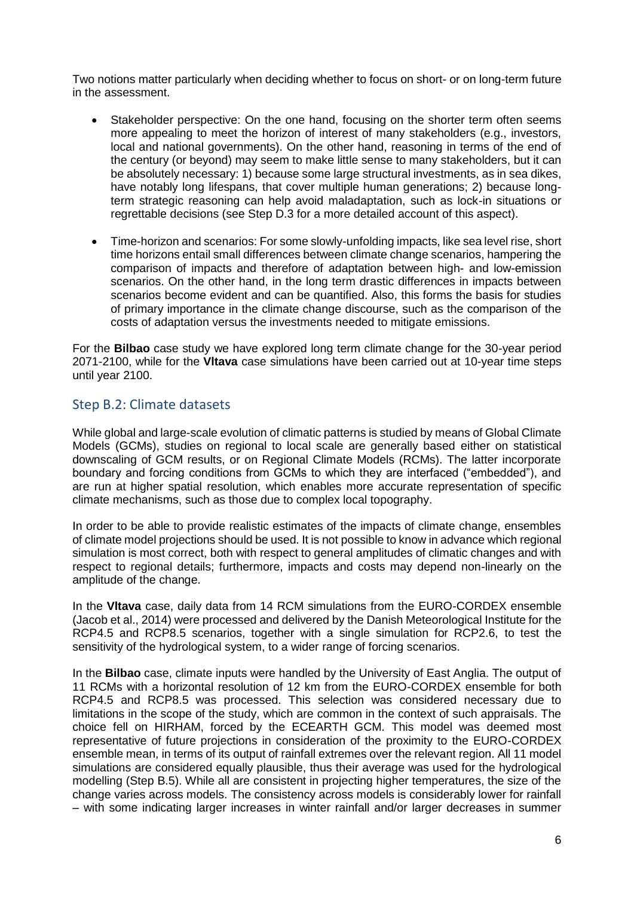Two notions matter particularly when deciding whether to focus on short- or on long-term future in the assessment.

- Stakeholder perspective: On the one hand, focusing on the shorter term often seems more appealing to meet the horizon of interest of many stakeholders (e.g., investors, local and national governments). On the other hand, reasoning in terms of the end of the century (or beyond) may seem to make little sense to many stakeholders, but it can be absolutely necessary: 1) because some large structural investments, as in sea dikes, have notably long lifespans, that cover multiple human generations; 2) because long-term strategic reasoning can help avoid maladaptation, such as lock-in situations or regrettable decisions (see Step D.3 for a more detailed account of this aspect).
- Time-horizon and scenarios: For some slowly-unfolding impacts, like sea level rise, short time horizons entail small differences between climate change scenarios, hampering the comparison of impacts and therefore of adaptation between high- and low-emission scenarios. On the other hand, in the long term drastic differences in impacts between scenarios become evident and can be quantified. Also, this forms the basis for studies of primary importance in the climate change discourse, such as the comparison of the costs of adaptation versus the investments needed to mitigate emissions.

For the **Bilbao** case study we have explored long term climate change for the 30-year period 2071-2100, while for the **Vltava** case simulations have been carried out at 10-year time steps until year 2100.

## Step B.2: Climate datasets

While global and large-scale evolution of climatic patterns is studied by means of Global Climate Models (GCMs), studies on regional to local scale are generally based either on statistical downscaling of GCM results, or on Regional Climate Models (RCMs). The latter incorporate boundary and forcing conditions from GCMs to which they are interfaced ("embedded"), and are run at higher spatial resolution, which enables more accurate representation of specific climate mechanisms, such as those due to complex local topography.

In order to be able to provide realistic estimates of the impacts of climate change, ensembles of climate model projections should be used. It is not possible to know in advance which regional simulation is most correct, both with respect to general amplitudes of climatic changes and with respect to regional details; furthermore, impacts and costs may depend non-linearly on the amplitude of the change.

In the **Vltava** case, daily data from 14 RCM simulations from the EURO-CORDEX ensemble (Jacob et al., 2014) were processed and delivered by the Danish Meteorological Institute for the RCP4.5 and RCP8.5 scenarios, together with a single simulation for RCP2.6, to test the sensitivity of the hydrological system, to a wider range of forcing scenarios.

In the **Bilbao** case, climate inputs were handled by the University of East Anglia. The output of 11 RCMs with a horizontal resolution of 12 km from the EURO-CORDEX ensemble for both RCP4.5 and RCP8.5 was processed. This selection was considered necessary due to limitations in the scope of the study, which are common in the context of such appraisals. The choice fell on HIRHAM, forced by the ECEARTH GCM. This model was deemed most representative of future projections in consideration of the proximity to the EURO-CORDEX ensemble mean, in terms of its output of rainfall extremes over the relevant region. All 11 model simulations are considered equally plausible, thus their average was used for the hydrological modelling (Step B.5). While all are consistent in projecting higher temperatures, the size of the change varies across models. The consistency across models is considerably lower for rainfall – with some indicating larger increases in winter rainfall and/or larger decreases in summer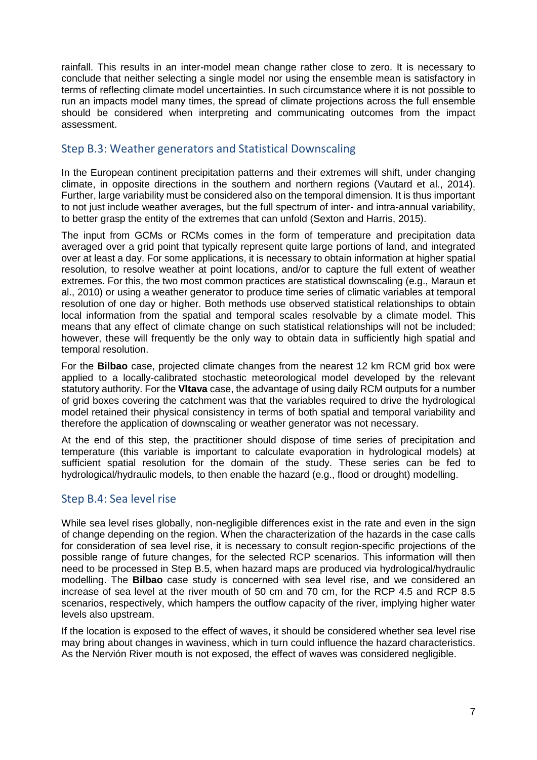rainfall. This results in an inter-model mean change rather close to zero. It is necessary to conclude that neither selecting a single model nor using the ensemble mean is satisfactory in terms of reflecting climate model uncertainties. In such circumstance where it is not possible to run an impacts model many times, the spread of climate projections across the full ensemble should be considered when interpreting and communicating outcomes from the impact assessment.

## Step B.3: Weather generators and Statistical Downscaling

In the European continent precipitation patterns and their extremes will shift, under changing climate, in opposite directions in the southern and northern regions (Vautard et al., 2014). Further, large variability must be considered also on the temporal dimension. It is thus important to not just include weather averages, but the full spectrum of inter- and intra-annual variability, to better grasp the entity of the extremes that can unfold (Sexton and Harris, 2015).

The input from GCMs or RCMs comes in the form of temperature and precipitation data averaged over a grid point that typically represent quite large portions of land, and integrated over at least a day. For some applications, it is necessary to obtain information at higher spatial resolution, to resolve weather at point locations, and/or to capture the full extent of weather extremes. For this, the two most common practices are statistical downscaling (e.g., Maraun et al., 2010) or using a weather generator to produce time series of climatic variables at temporal resolution of one day or higher. Both methods use observed statistical relationships to obtain local information from the spatial and temporal scales resolvable by a climate model. This means that any effect of climate change on such statistical relationships will not be included; however, these will frequently be the only way to obtain data in sufficiently high spatial and temporal resolution.

For the **Bilbao** case, projected climate changes from the nearest 12 km RCM grid box were applied to a locally-calibrated stochastic meteorological model developed by the relevant statutory authority. For the **Vltava** case, the advantage of using daily RCM outputs for a number of grid boxes covering the catchment was that the variables required to drive the hydrological model retained their physical consistency in terms of both spatial and temporal variability and therefore the application of downscaling or weather generator was not necessary.

At the end of this step, the practitioner should dispose of time series of precipitation and temperature (this variable is important to calculate evaporation in hydrological models) at sufficient spatial resolution for the domain of the study. These series can be fed to hydrological/hydraulic models, to then enable the hazard (e.g., flood or drought) modelling.

## Step B.4: Sea level rise

While sea level rises globally, non-negligible differences exist in the rate and even in the sign of change depending on the region. When the characterization of the hazards in the case calls for consideration of sea level rise, it is necessary to consult region-specific projections of the possible range of future changes, for the selected RCP scenarios. This information will then need to be processed in Step B.5, when hazard maps are produced via hydrological/hydraulic modelling. The **Bilbao** case study is concerned with sea level rise, and we considered an increase of sea level at the river mouth of 50 cm and 70 cm, for the RCP 4.5 and RCP 8.5 scenarios, respectively, which hampers the outflow capacity of the river, implying higher water levels also upstream.

If the location is exposed to the effect of waves, it should be considered whether sea level rise may bring about changes in waviness, which in turn could influence the hazard characteristics. As the Nervión River mouth is not exposed, the effect of waves was considered negligible.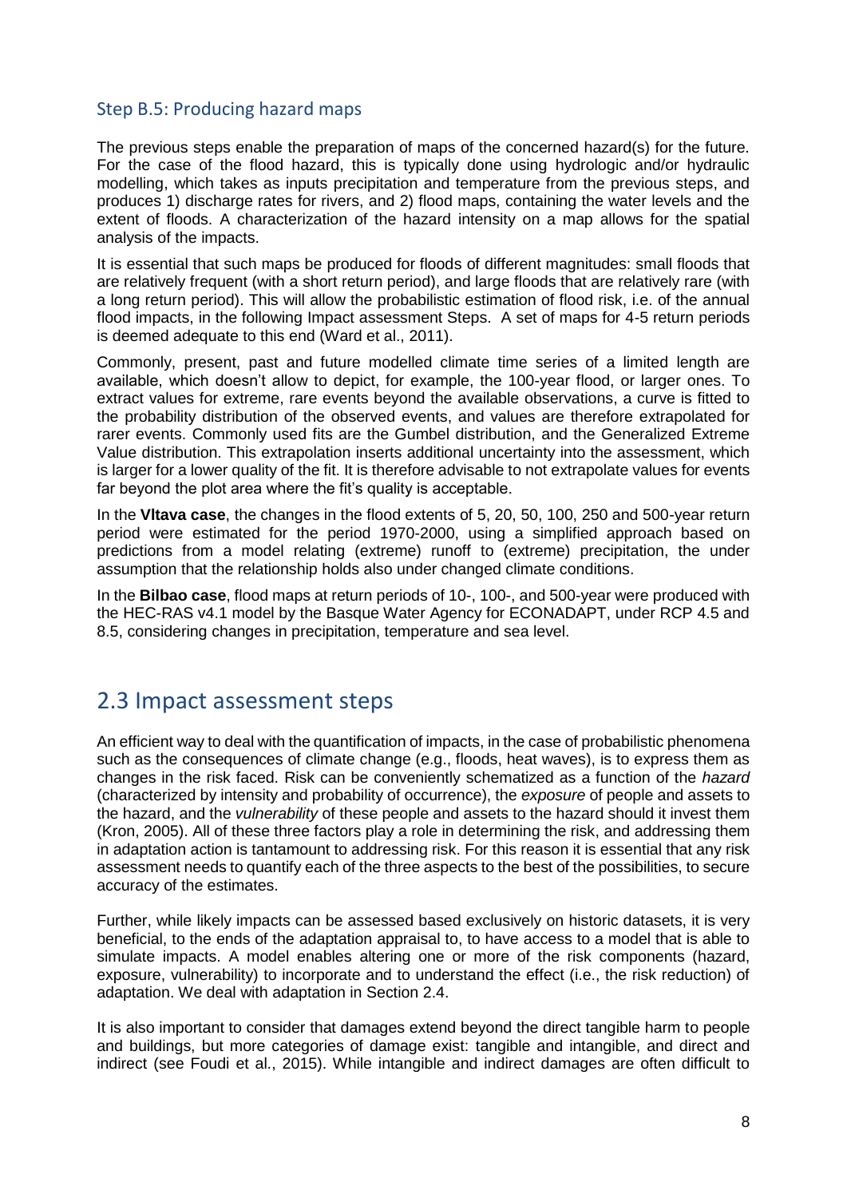### Step B.5: Producing hazard maps

The previous steps enable the preparation of maps of the concerned hazard(s) for the future. For the case of the flood hazard, this is typically done using hydrologic and/or hydraulic modelling, which takes as inputs precipitation and temperature from the previous steps, and produces 1) discharge rates for rivers, and 2) flood maps, containing the water levels and the extent of floods. A characterization of the hazard intensity on a map allows for the spatial analysis of the impacts.

It is essential that such maps be produced for floods of different magnitudes: small floods that are relatively frequent (with a short return period), and large floods that are relatively rare (with a long return period). This will allow the probabilistic estimation of flood risk, i.e. of the annual flood impacts, in the following Impact assessment Steps. A set of maps for 4-5 return periods is deemed adequate to this end (Ward et al., 2011).

Commonly, present, past and future modelled climate time series of a limited length are available, which doesn't allow to depict, for example, the 100-year flood, or larger ones. To extract values for extreme, rare events beyond the available observations, a curve is fitted to the probability distribution of the observed events, and values are therefore extrapolated for rarer events. Commonly used fits are the Gumbel distribution, and the Generalized Extreme Value distribution. This extrapolation inserts additional uncertainty into the assessment, which is larger for a lower quality of the fit. It is therefore advisable to not extrapolate values for events far beyond the plot area where the fit's quality is acceptable.

In the **Vltava case**, the changes in the flood extents of 5, 20, 50, 100, 250 and 500-year return period were estimated for the period 1970-2000, using a simplified approach based on predictions from a model relating (extreme) runoff to (extreme) precipitation, the under assumption that the relationship holds also under changed climate conditions.

In the **Bilbao case**, flood maps at return periods of 10-, 100-, and 500-year were produced with the HEC-RAS v4.1 model by the Basque Water Agency for ECONADAPT, under RCP 4.5 and 8.5, considering changes in precipitation, temperature and sea level.

## 2.3 Impact assessment steps

An efficient way to deal with the quantification of impacts, in the case of probabilistic phenomena such as the consequences of climate change (e.g., floods, heat waves), is to express them as changes in the risk faced. Risk can be conveniently schematized as a function of the *hazard* (characterized by intensity and probability of occurrence), the *exposure* of people and assets to the hazard, and the *vulnerability* of these people and assets to the hazard should it invest them (Kron, 2005). All of these three factors play a role in determining the risk, and addressing them in adaptation action is tantamount to addressing risk. For this reason it is essential that any risk assessment needs to quantify each of the three aspects to the best of the possibilities, to secure accuracy of the estimates.

Further, while likely impacts can be assessed based exclusively on historic datasets, it is very beneficial, to the ends of the adaptation appraisal to, to have access to a model that is able to simulate impacts. A model enables altering one or more of the risk components (hazard, exposure, vulnerability) to incorporate and to understand the effect (i.e., the risk reduction) of adaptation. We deal with adaptation in Section 2.4.

It is also important to consider that damages extend beyond the direct tangible harm to people and buildings, but more categories of damage exist: tangible and intangible, and direct and indirect (see Foudi et al., 2015). While intangible and indirect damages are often difficult to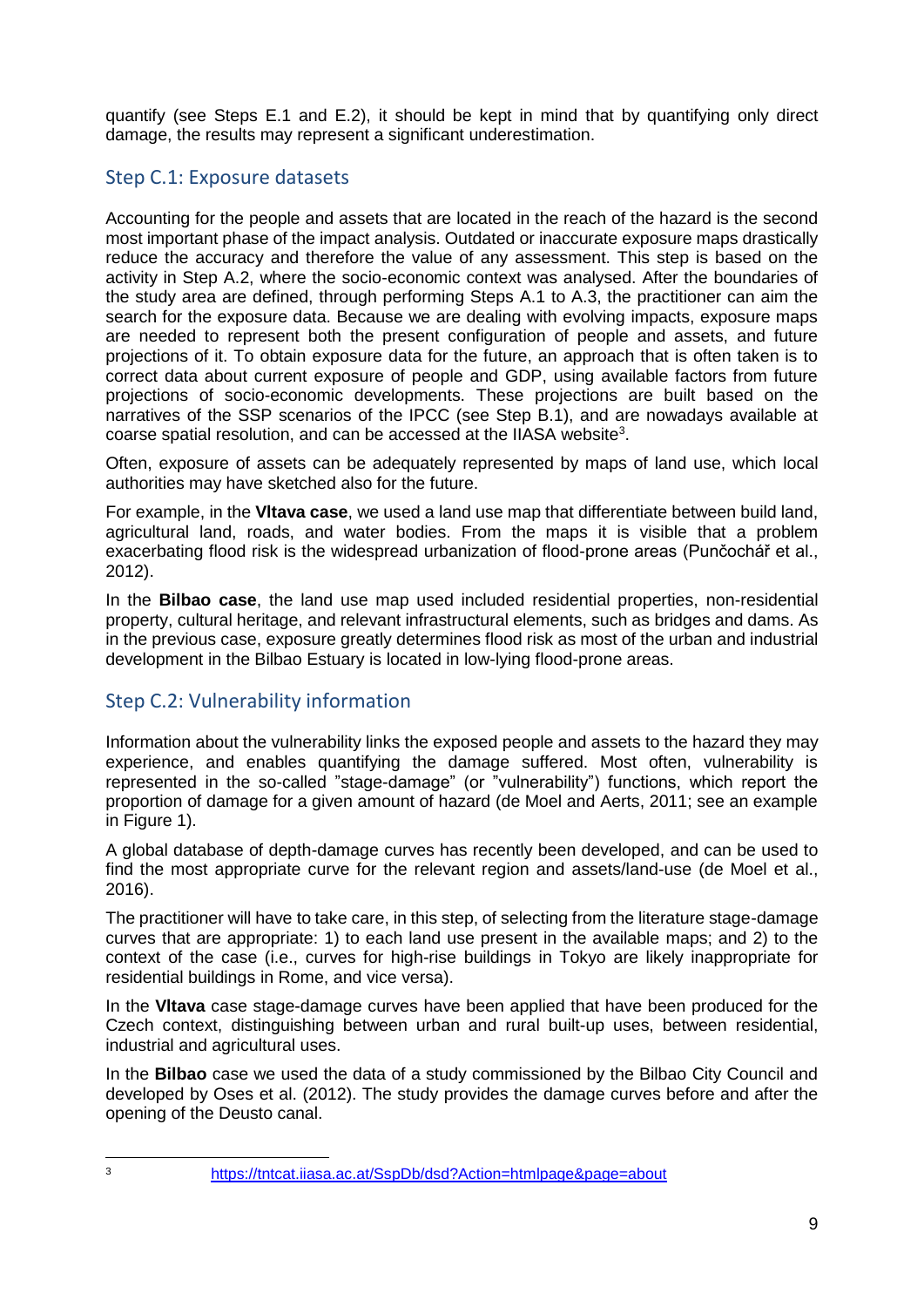quantify (see Steps E.1 and E.2), it should be kept in mind that by quantifying only direct damage, the results may represent a significant underestimation.

## Step C.1: Exposure datasets

Accounting for the people and assets that are located in the reach of the hazard is the second most important phase of the impact analysis. Outdated or inaccurate exposure maps drastically reduce the accuracy and therefore the value of any assessment. This step is based on the activity in Step A.2, where the socio-economic context was analysed. After the boundaries of the study area are defined, through performing Steps A.1 to A.3, the practitioner can aim the search for the exposure data. Because we are dealing with evolving impacts, exposure maps are needed to represent both the present configuration of people and assets, and future projections of it. To obtain exposure data for the future, an approach that is often taken is to correct data about current exposure of people and GDP, using available factors from future projections of socio-economic developments. These projections are built based on the narratives of the SSP scenarios of the IPCC (see Step B.1), and are nowadays available at coarse spatial resolution, and can be accessed at the IIASA website[3].

Often, exposure of assets can be adequately represented by maps of land use, which local authorities may have sketched also for the future.

For example, in the **Vltava case**, we used a land use map that differentiate between build land, agricultural land, roads, and water bodies. From the maps it is visible that a problem exacerbating flood risk is the widespread urbanization of flood-prone areas (Punčochář et al., 2012).

In the **Bilbao case**, the land use map used included residential properties, non-residential property, cultural heritage, and relevant infrastructural elements, such as bridges and dams. As in the previous case, exposure greatly determines flood risk as most of the urban and industrial development in the Bilbao Estuary is located in low-lying flood-prone areas.

## Step C.2: Vulnerability information

Information about the vulnerability links the exposed people and assets to the hazard they may experience, and enables quantifying the damage suffered. Most often, vulnerability is represented in the so-called "stage-damage" (or "vulnerability") functions, which report the proportion of damage for a given amount of hazard (de Moel and Aerts, 2011; see an example in Figure 1).

A global database of depth-damage curves has recently been developed, and can be used to find the most appropriate curve for the relevant region and assets/land-use (de Moel et al., 2016).

The practitioner will have to take care, in this step, of selecting from the literature stage-damage curves that are appropriate: 1) to each land use present in the available maps; and 2) to the context of the case (i.e., curves for high-rise buildings in Tokyo are likely inappropriate for residential buildings in Rome, and vice versa).

In the **Vltava** case stage-damage curves have been applied that have been produced for the Czech context, distinguishing between urban and rural built-up uses, between residential, industrial and agricultural uses.

In the **Bilbao** case we used the data of a study commissioned by the Bilbao City Council and developed by Oses et al. (2012). The study provides the damage curves before and after the opening of the Deusto canal.

---

[3] https://tntcat.iiasa.ac.at/SspDb/dsd?Action=htmlpage&page=about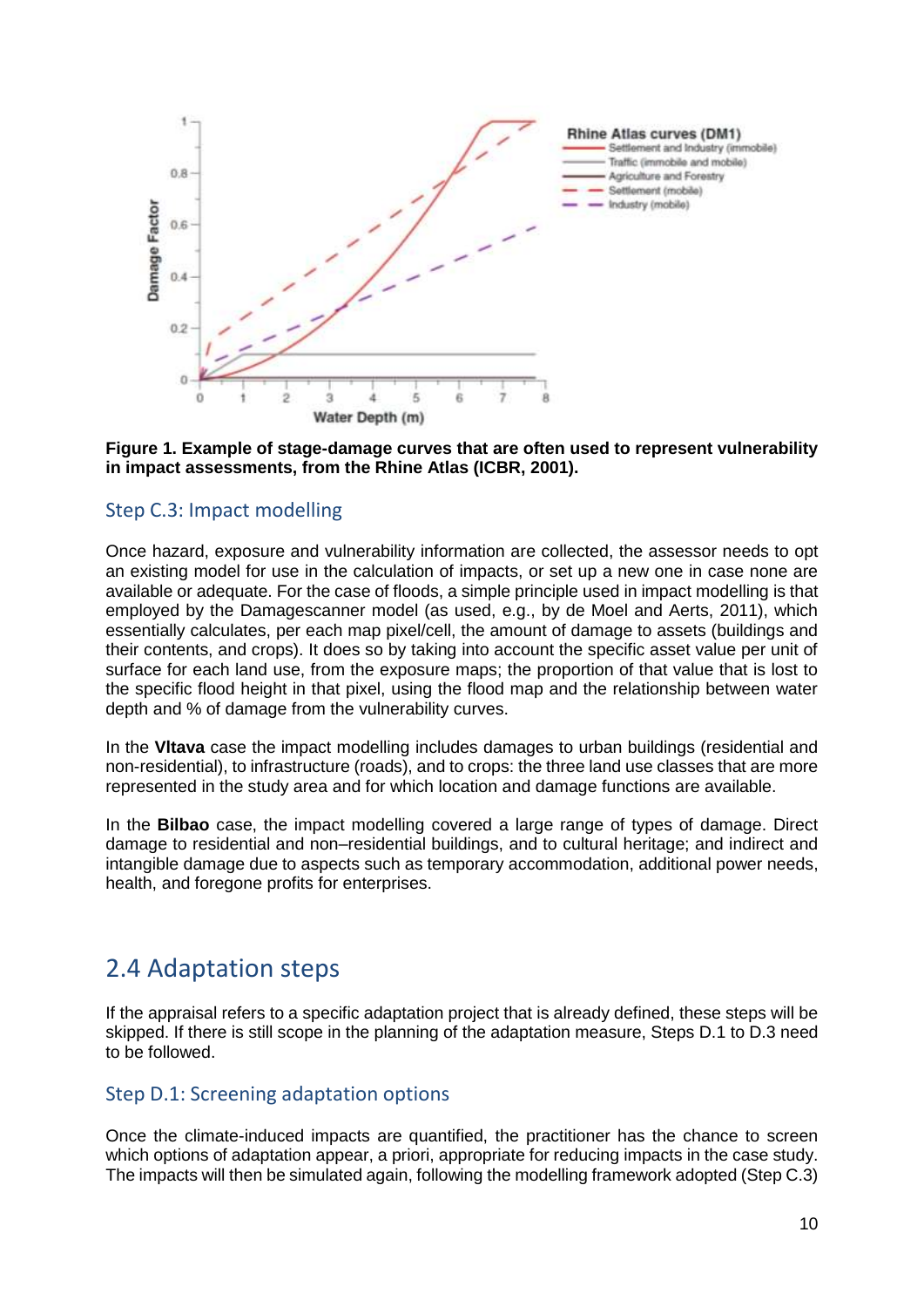**Figure 1. Example of stage-damage curves that are often used to represent vulnerability in impact assessments, from the Rhine Atlas (ICBR, 2001).**

### Step C.3: Impact modelling

Once hazard, exposure and vulnerability information are collected, the assessor needs to opt an existing model for use in the calculation of impacts, or set up a new one in case none are available or adequate. For the case of floods, a simple principle used in impact modelling is that employed by the Damagescanner model (as used, e.g., by de Moel and Aerts, 2011), which essentially calculates, per each map pixel/cell, the amount of damage to assets (buildings and their contents, and crops). It does so by taking into account the specific asset value per unit of surface for each land use, from the exposure maps; the proportion of that value that is lost to the specific flood height in that pixel, using the flood map and the relationship between water depth and % of damage from the vulnerability curves.

In the **Vltava** case the impact modelling includes damages to urban buildings (residential and non-residential), to infrastructure (roads), and to crops: the three land use classes that are more represented in the study area and for which location and damage functions are available.

In the **Bilbao** case, the impact modelling covered a large range of types of damage. Direct damage to residential and non–residential buildings, and to cultural heritage; and indirect and intangible damage due to aspects such as temporary accommodation, additional power needs, health, and foregone profits for enterprises.

## 2.4 Adaptation steps

If the appraisal refers to a specific adaptation project that is already defined, these steps will be skipped. If there is still scope in the planning of the adaptation measure, Steps D.1 to D.3 need to be followed.

### Step D.1: Screening adaptation options

Once the climate-induced impacts are quantified, the practitioner has the chance to screen which options of adaptation appear, a priori, appropriate for reducing impacts in the case study. The impacts will then be simulated again, following the modelling framework adopted (Step C.3)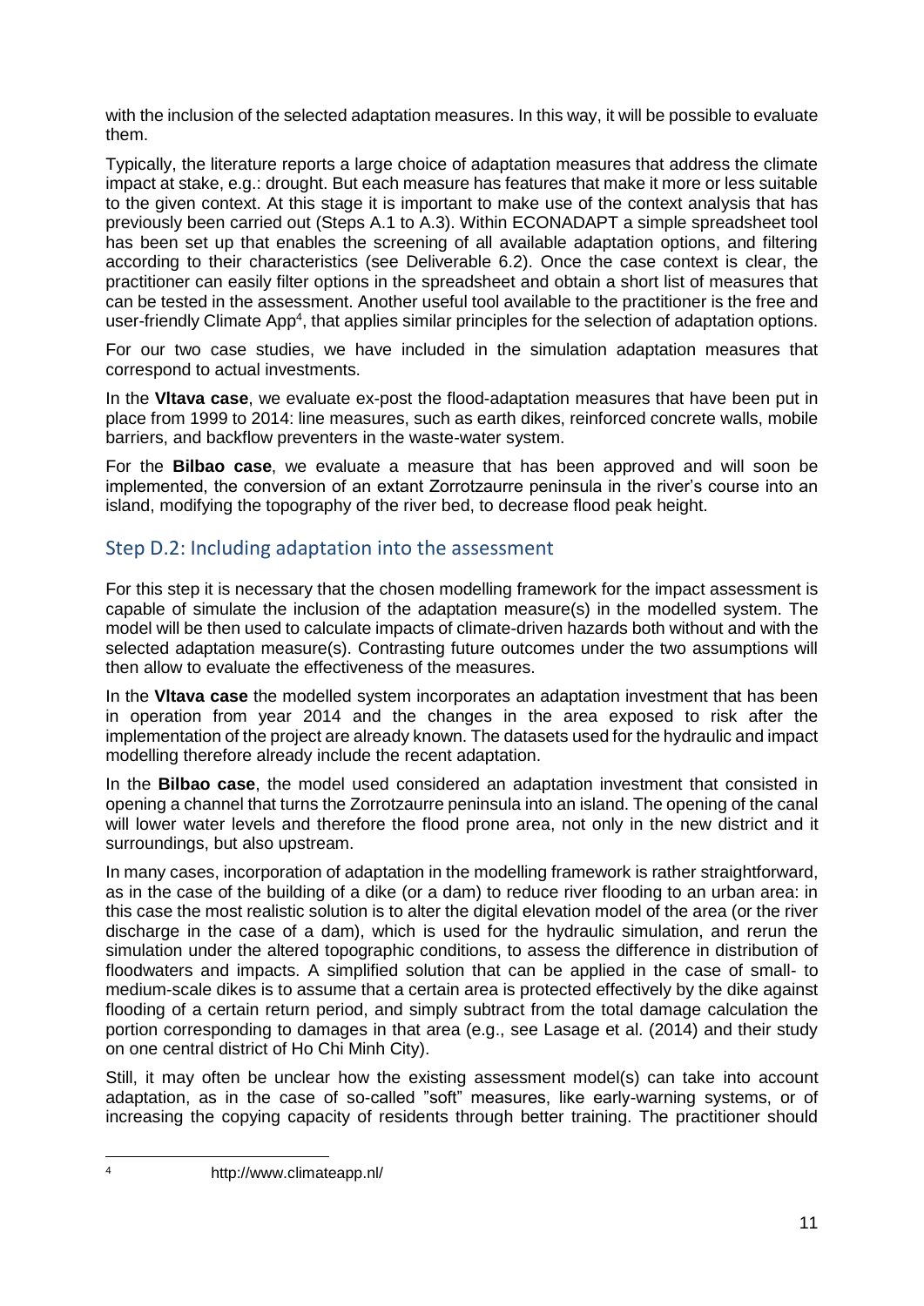with the inclusion of the selected adaptation measures. In this way, it will be possible to evaluate them.

Typically, the literature reports a large choice of adaptation measures that address the climate impact at stake, e.g.: drought. But each measure has features that make it more or less suitable to the given context. At this stage it is important to make use of the context analysis that has previously been carried out (Steps A.1 to A.3). Within ECONADAPT a simple spreadsheet tool has been set up that enables the screening of all available adaptation options, and filtering according to their characteristics (see Deliverable 6.2). Once the case context is clear, the practitioner can easily filter options in the spreadsheet and obtain a short list of measures that can be tested in the assessment. Another useful tool available to the practitioner is the free and user-friendly Climate App[4], that applies similar principles for the selection of adaptation options.

For our two case studies, we have included in the simulation adaptation measures that correspond to actual investments.

In the **Vltava case**, we evaluate ex-post the flood-adaptation measures that have been put in place from 1999 to 2014: line measures, such as earth dikes, reinforced concrete walls, mobile barriers, and backflow preventers in the waste-water system.

For the **Bilbao case**, we evaluate a measure that has been approved and will soon be implemented, the conversion of an extant Zorrotzaurre peninsula in the river's course into an island, modifying the topography of the river bed, to decrease flood peak height.

## Step D.2: Including adaptation into the assessment

For this step it is necessary that the chosen modelling framework for the impact assessment is capable of simulate the inclusion of the adaptation measure(s) in the modelled system. The model will be then used to calculate impacts of climate-driven hazards both without and with the selected adaptation measure(s). Contrasting future outcomes under the two assumptions will then allow to evaluate the effectiveness of the measures.

In the **Vltava case** the modelled system incorporates an adaptation investment that has been in operation from year 2014 and the changes in the area exposed to risk after the implementation of the project are already known. The datasets used for the hydraulic and impact modelling therefore already include the recent adaptation.

In the **Bilbao case**, the model used considered an adaptation investment that consisted in opening a channel that turns the Zorrotzaurre peninsula into an island. The opening of the canal will lower water levels and therefore the flood prone area, not only in the new district and it surroundings, but also upstream.

In many cases, incorporation of adaptation in the modelling framework is rather straightforward, as in the case of the building of a dike (or a dam) to reduce river flooding to an urban area: in this case the most realistic solution is to alter the digital elevation model of the area (or the river discharge in the case of a dam), which is used for the hydraulic simulation, and rerun the simulation under the altered topographic conditions, to assess the difference in distribution of floodwaters and impacts. A simplified solution that can be applied in the case of small- to medium-scale dikes is to assume that a certain area is protected effectively by the dike against flooding of a certain return period, and simply subtract from the total damage calculation the portion corresponding to damages in that area (e.g., see Lasage et al. (2014) and their study on one central district of Ho Chi Minh City).

Still, it may often be unclear how the existing assessment model(s) can take into account adaptation, as in the case of so-called "soft" measures, like early-warning systems, or of increasing the copying capacity of residents through better training. The practitioner should

[4] http://www.climateapp.nl/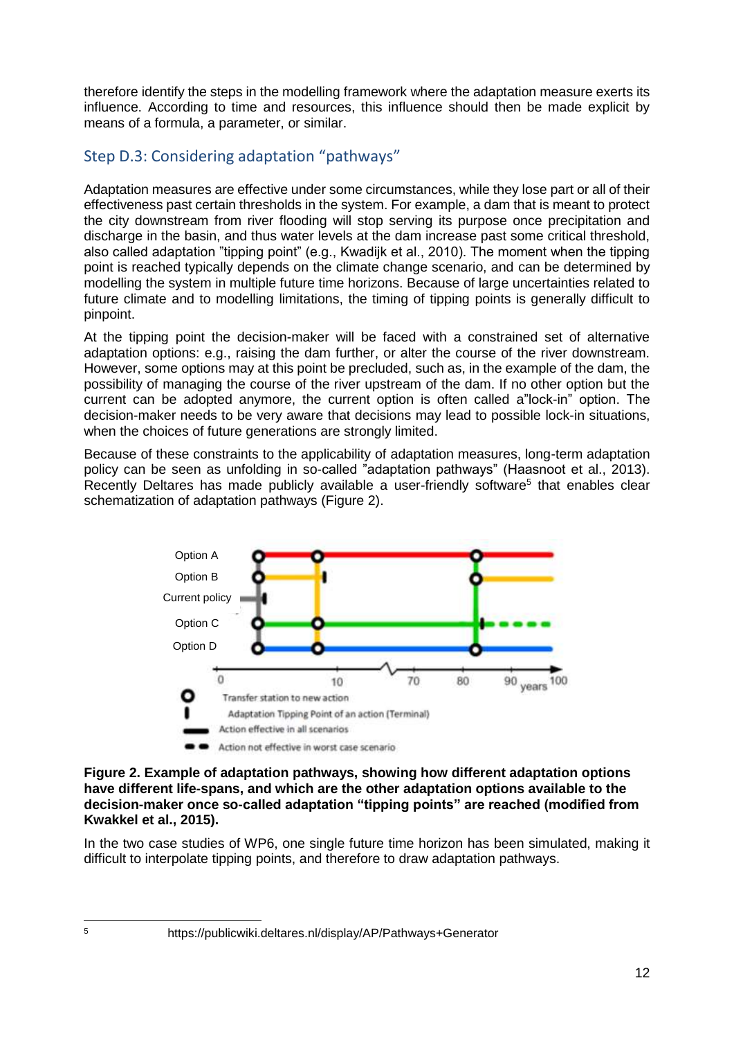therefore identify the steps in the modelling framework where the adaptation measure exerts its influence. According to time and resources, this influence should then be made explicit by means of a formula, a parameter, or similar.

## Step D.3: Considering adaptation "pathways"

Adaptation measures are effective under some circumstances, while they lose part or all of their effectiveness past certain thresholds in the system. For example, a dam that is meant to protect the city downstream from river flooding will stop serving its purpose once precipitation and discharge in the basin, and thus water levels at the dam increase past some critical threshold, also called adaptation "tipping point" (e.g., Kwadijk et al., 2010). The moment when the tipping point is reached typically depends on the climate change scenario, and can be determined by modelling the system in multiple future time horizons. Because of large uncertainties related to future climate and to modelling limitations, the timing of tipping points is generally difficult to pinpoint.

At the tipping point the decision-maker will be faced with a constrained set of alternative adaptation options: e.g., raising the dam further, or alter the course of the river downstream. However, some options may at this point be precluded, such as, in the example of the dam, the possibility of managing the course of the river upstream of the dam. If no other option but the current can be adopted anymore, the current option is often called a"lock-in" option. The decision-maker needs to be very aware that decisions may lead to possible lock-in situations, when the choices of future generations are strongly limited.

Because of these constraints to the applicability of adaptation measures, long-term adaptation policy can be seen as unfolding in so-called "adaptation pathways" (Haasnoot et al., 2013). Recently Deltares has made publicly available a user-friendly software[5] that enables clear schematization of adaptation pathways (Figure 2).

**Figure 2. Example of adaptation pathways, showing how different adaptation options have different life-spans, and which are the other adaptation options available to the decision-maker once so-called adaptation "tipping points" are reached (modified from Kwakkel et al., 2015).**

In the two case studies of WP6, one single future time horizon has been simulated, making it difficult to interpolate tipping points, and therefore to draw adaptation pathways.

[5] https://publicwiki.deltares.nl/display/AP/Pathways+Generator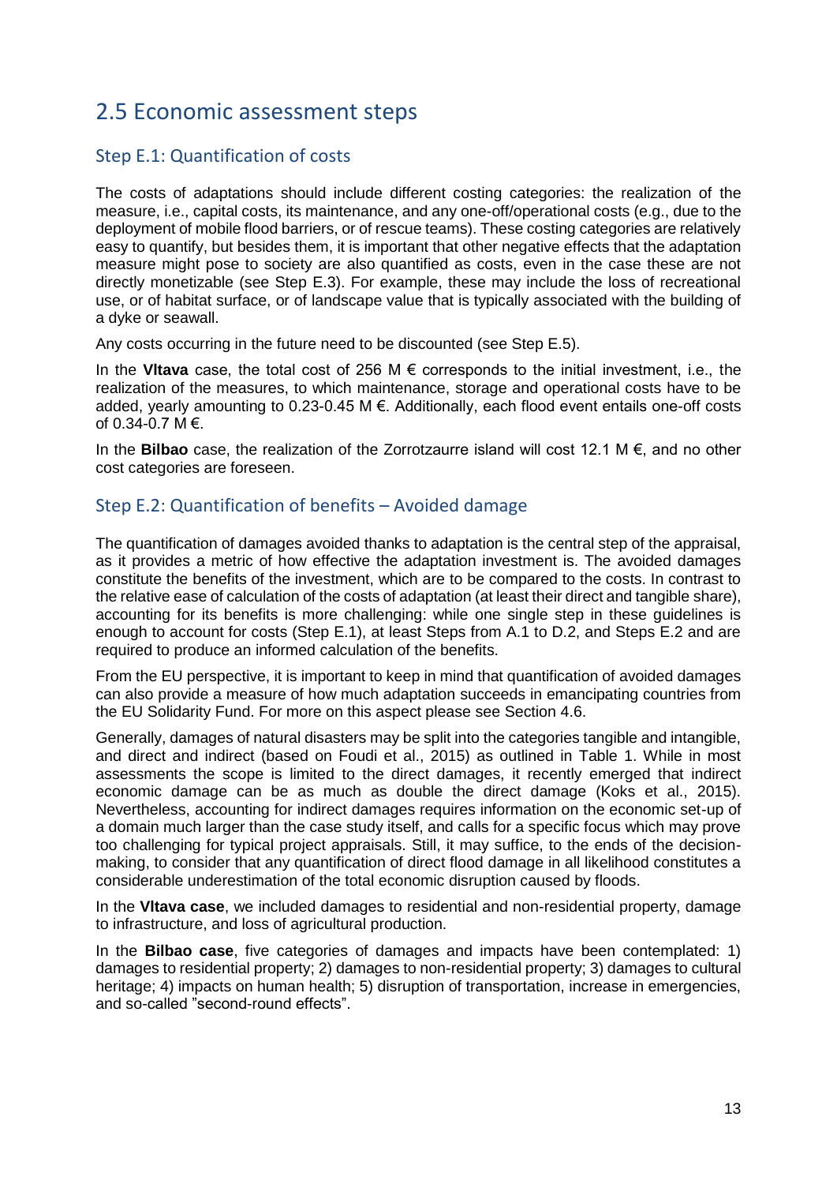## 2.5 Economic assessment steps

### Step E.1: Quantification of costs

The costs of adaptations should include different costing categories: the realization of the measure, i.e., capital costs, its maintenance, and any one-off/operational costs (e.g., due to the deployment of mobile flood barriers, or of rescue teams). These costing categories are relatively easy to quantify, but besides them, it is important that other negative effects that the adaptation measure might pose to society are also quantified as costs, even in the case these are not directly monetizable (see Step E.3). For example, these may include the loss of recreational use, or of habitat surface, or of landscape value that is typically associated with the building of a dyke or seawall.

Any costs occurring in the future need to be discounted (see Step E.5).

In the **Vltava** case, the total cost of 256 M € corresponds to the initial investment, i.e., the realization of the measures, to which maintenance, storage and operational costs have to be added, yearly amounting to 0.23-0.45 M €. Additionally, each flood event entails one-off costs of 0.34-0.7 M €.

In the **Bilbao** case, the realization of the Zorrotzaurre island will cost 12.1 M €, and no other cost categories are foreseen.

### Step E.2: Quantification of benefits – Avoided damage

The quantification of damages avoided thanks to adaptation is the central step of the appraisal, as it provides a metric of how effective the adaptation investment is. The avoided damages constitute the benefits of the investment, which are to be compared to the costs. In contrast to the relative ease of calculation of the costs of adaptation (at least their direct and tangible share), accounting for its benefits is more challenging: while one single step in these guidelines is enough to account for costs (Step E.1), at least Steps from A.1 to D.2, and Steps E.2 and are required to produce an informed calculation of the benefits.

From the EU perspective, it is important to keep in mind that quantification of avoided damages can also provide a measure of how much adaptation succeeds in emancipating countries from the EU Solidarity Fund. For more on this aspect please see Section 4.6.

Generally, damages of natural disasters may be split into the categories tangible and intangible, and direct and indirect (based on Foudi et al., 2015) as outlined in Table 1. While in most assessments the scope is limited to the direct damages, it recently emerged that indirect economic damage can be as much as double the direct damage (Koks et al., 2015). Nevertheless, accounting for indirect damages requires information on the economic set-up of a domain much larger than the case study itself, and calls for a specific focus which may prove too challenging for typical project appraisals. Still, it may suffice, to the ends of the decision-making, to consider that any quantification of direct flood damage in all likelihood constitutes a considerable underestimation of the total economic disruption caused by floods.

In the **Vltava case**, we included damages to residential and non-residential property, damage to infrastructure, and loss of agricultural production.

In the **Bilbao case**, five categories of damages and impacts have been contemplated: 1) damages to residential property; 2) damages to non-residential property; 3) damages to cultural heritage; 4) impacts on human health; 5) disruption of transportation, increase in emergencies, and so-called "second-round effects".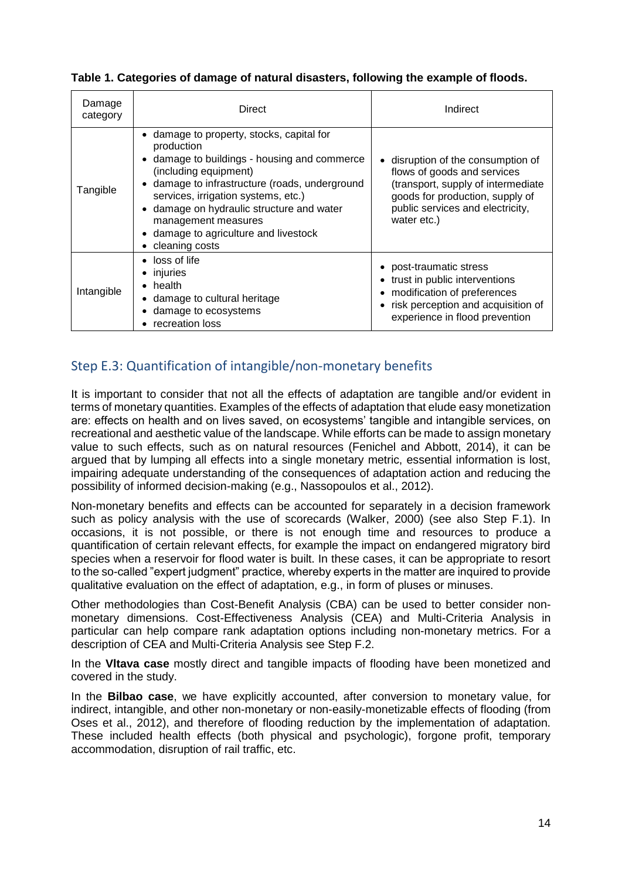**Table 1. Categories of damage of natural disasters, following the example of floods.**

| Damage category | Direct | Indirect |
|---|---|---|
| Tangible | • damage to property, stocks, capital for production<br>• damage to buildings - housing and commerce (including equipment)<br>• damage to infrastructure (roads, underground services, irrigation systems, etc.)<br>• damage on hydraulic structure and water management measures<br>• damage to agriculture and livestock<br>• cleaning costs | • disruption of the consumption of flows of goods and services (transport, supply of intermediate goods for production, supply of public services and electricity, water etc.) |
| Intangible | • loss of life<br>• injuries<br>• health<br>• damage to cultural heritage<br>• damage to ecosystems<br>• recreation loss | • post-traumatic stress<br>• trust in public interventions<br>• modification of preferences<br>• risk perception and acquisition of experience in flood prevention |

## Step E.3: Quantification of intangible/non-monetary benefits

It is important to consider that not all the effects of adaptation are tangible and/or evident in terms of monetary quantities. Examples of the effects of adaptation that elude easy monetization are: effects on health and on lives saved, on ecosystems' tangible and intangible services, on recreational and aesthetic value of the landscape. While efforts can be made to assign monetary value to such effects, such as on natural resources (Fenichel and Abbott, 2014), it can be argued that by lumping all effects into a single monetary metric, essential information is lost, impairing adequate understanding of the consequences of adaptation action and reducing the possibility of informed decision-making (e.g., Nassopoulos et al., 2012).

Non-monetary benefits and effects can be accounted for separately in a decision framework such as policy analysis with the use of scorecards (Walker, 2000) (see also Step F.1). In occasions, it is not possible, or there is not enough time and resources to produce a quantification of certain relevant effects, for example the impact on endangered migratory bird species when a reservoir for flood water is built. In these cases, it can be appropriate to resort to the so-called "expert judgment" practice, whereby experts in the matter are inquired to provide qualitative evaluation on the effect of adaptation, e.g., in form of pluses or minuses.

Other methodologies than Cost-Benefit Analysis (CBA) can be used to better consider non-monetary dimensions. Cost-Effectiveness Analysis (CEA) and Multi-Criteria Analysis in particular can help compare rank adaptation options including non-monetary metrics. For a description of CEA and Multi-Criteria Analysis see Step F.2.

In the **Vltava case** mostly direct and tangible impacts of flooding have been monetized and covered in the study.

In the **Bilbao case**, we have explicitly accounted, after conversion to monetary value, for indirect, intangible, and other non-monetary or non-easily-monetizable effects of flooding (from Oses et al., 2012), and therefore of flooding reduction by the implementation of adaptation. These included health effects (both physical and psychologic), forgone profit, temporary accommodation, disruption of rail traffic, etc.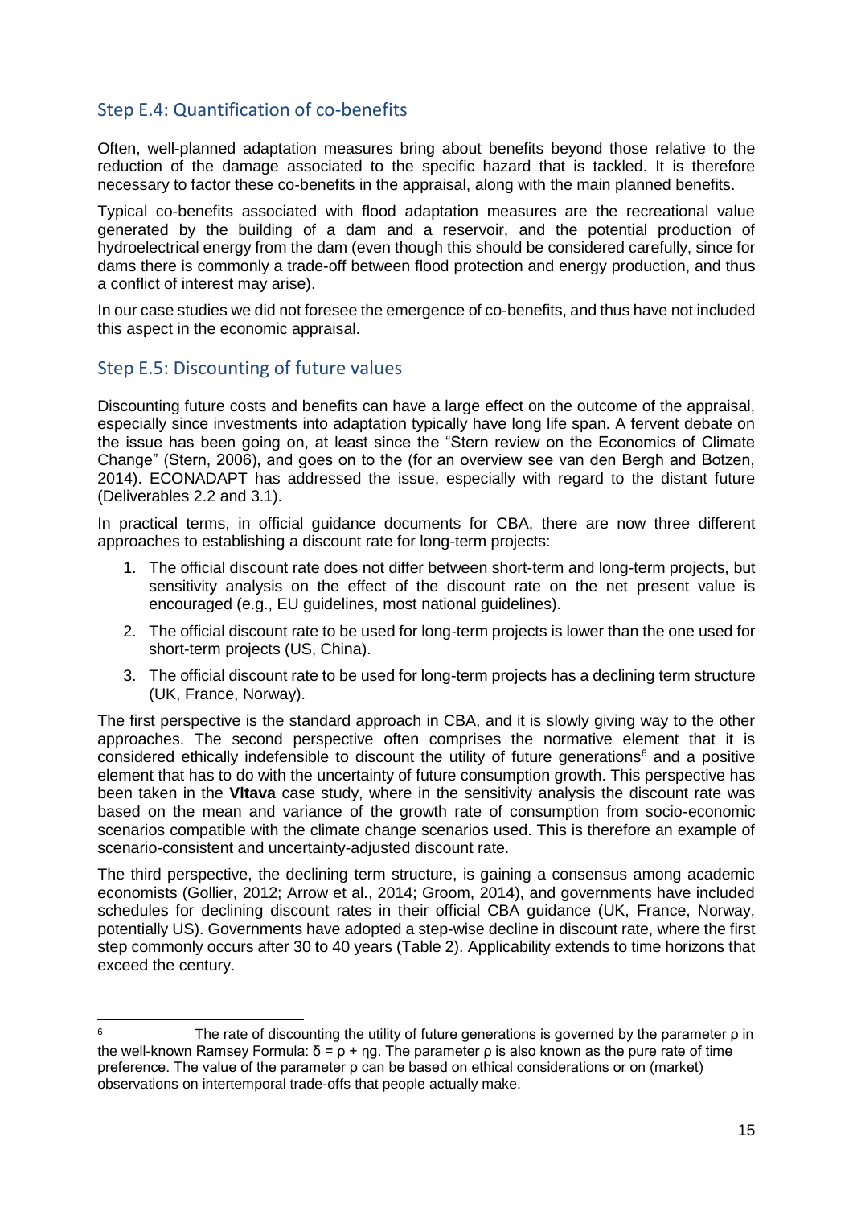## Step E.4: Quantification of co-benefits

Often, well-planned adaptation measures bring about benefits beyond those relative to the reduction of the damage associated to the specific hazard that is tackled. It is therefore necessary to factor these co-benefits in the appraisal, along with the main planned benefits.

Typical co-benefits associated with flood adaptation measures are the recreational value generated by the building of a dam and a reservoir, and the potential production of hydroelectrical energy from the dam (even though this should be considered carefully, since for dams there is commonly a trade-off between flood protection and energy production, and thus a conflict of interest may arise).

In our case studies we did not foresee the emergence of co-benefits, and thus have not included this aspect in the economic appraisal.

## Step E.5: Discounting of future values

Discounting future costs and benefits can have a large effect on the outcome of the appraisal, especially since investments into adaptation typically have long life span. A fervent debate on the issue has been going on, at least since the "Stern review on the Economics of Climate Change" (Stern, 2006), and goes on to the (for an overview see van den Bergh and Botzen, 2014). ECONADAPT has addressed the issue, especially with regard to the distant future (Deliverables 2.2 and 3.1).

In practical terms, in official guidance documents for CBA, there are now three different approaches to establishing a discount rate for long-term projects:

1. The official discount rate does not differ between short-term and long-term projects, but sensitivity analysis on the effect of the discount rate on the net present value is encouraged (e.g., EU guidelines, most national guidelines).
2. The official discount rate to be used for long-term projects is lower than the one used for short-term projects (US, China).
3. The official discount rate to be used for long-term projects has a declining term structure (UK, France, Norway).

The first perspective is the standard approach in CBA, and it is slowly giving way to the other approaches. The second perspective often comprises the normative element that it is considered ethically indefensible to discount the utility of future generations[6] and a positive element that has to do with the uncertainty of future consumption growth. This perspective has been taken in the **Vltava** case study, where in the sensitivity analysis the discount rate was based on the mean and variance of the growth rate of consumption from socio-economic scenarios compatible with the climate change scenarios used. This is therefore an example of scenario-consistent and uncertainty-adjusted discount rate.

The third perspective, the declining term structure, is gaining a consensus among academic economists (Gollier, 2012; Arrow et al., 2014; Groom, 2014), and governments have included schedules for declining discount rates in their official CBA guidance (UK, France, Norway, potentially US). Governments have adopted a step-wise decline in discount rate, where the first step commonly occurs after 30 to 40 years (Table 2). Applicability extends to time horizons that exceed the century.

---

[6] The rate of discounting the utility of future generations is governed by the parameter $\rho$ in the well-known Ramsey Formula: $\delta = \rho + \eta g$. The parameter $\rho$ is also known as the pure rate of time preference. The value of the parameter $\rho$ can be based on ethical considerations or on (market) observations on intertemporal trade-offs that people actually make.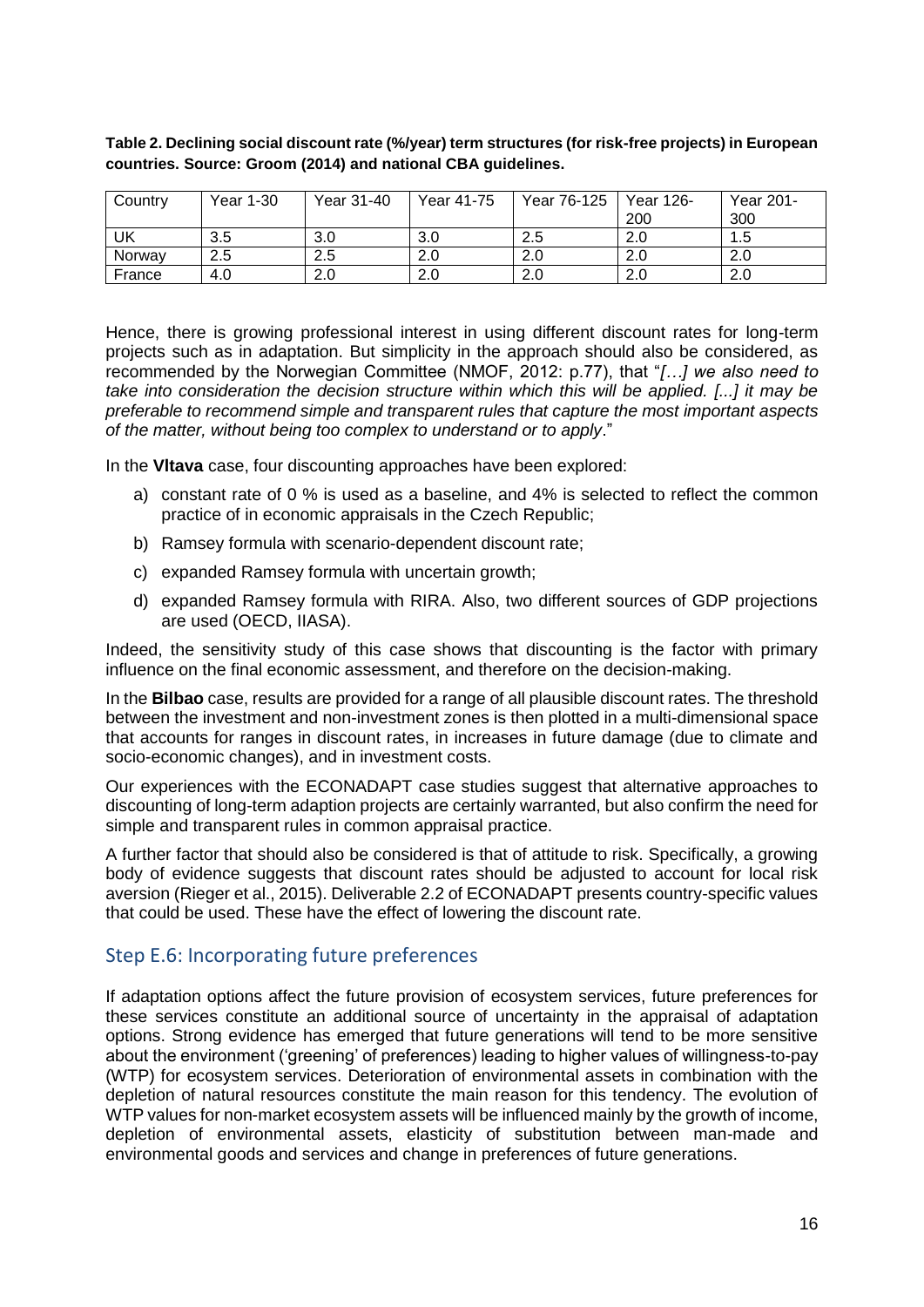**Table 2. Declining social discount rate (%/year) term structures (for risk-free projects) in European countries. Source: Groom (2014) and national CBA guidelines.**

| Country | Year 1-30 | Year 31-40 | Year 41-75 | Year 76-125 | Year 126-200 | Year 201-300 |
|---|---|---|---|---|---|---|
| UK | 3.5 | 3.0 | 3.0 | 2.5 | 2.0 | 1.5 |
| Norway | 2.5 | 2.5 | 2.0 | 2.0 | 2.0 | 2.0 |
| France | 4.0 | 2.0 | 2.0 | 2.0 | 2.0 | 2.0 |

Hence, there is growing professional interest in using different discount rates for long-term projects such as in adaptation. But simplicity in the approach should also be considered, as recommended by the Norwegian Committee (NMOF, 2012: p.77), that "*[…] we also need to take into consideration the decision structure within which this will be applied. [...] it may be preferable to recommend simple and transparent rules that capture the most important aspects of the matter, without being too complex to understand or to apply*."

In the **Vltava** case, four discounting approaches have been explored:

a) constant rate of 0 % is used as a baseline, and 4% is selected to reflect the common practice of in economic appraisals in the Czech Republic;
b) Ramsey formula with scenario-dependent discount rate;
c) expanded Ramsey formula with uncertain growth;
d) expanded Ramsey formula with RIRA. Also, two different sources of GDP projections are used (OECD, IIASA).

Indeed, the sensitivity study of this case shows that discounting is the factor with primary influence on the final economic assessment, and therefore on the decision-making.

In the **Bilbao** case, results are provided for a range of all plausible discount rates. The threshold between the investment and non-investment zones is then plotted in a multi-dimensional space that accounts for ranges in discount rates, in increases in future damage (due to climate and socio-economic changes), and in investment costs.

Our experiences with the ECONADAPT case studies suggest that alternative approaches to discounting of long-term adaption projects are certainly warranted, but also confirm the need for simple and transparent rules in common appraisal practice.

A further factor that should also be considered is that of attitude to risk. Specifically, a growing body of evidence suggests that discount rates should be adjusted to account for local risk aversion (Rieger et al., 2015). Deliverable 2.2 of ECONADAPT presents country-specific values that could be used. These have the effect of lowering the discount rate.

## Step E.6: Incorporating future preferences

If adaptation options affect the future provision of ecosystem services, future preferences for these services constitute an additional source of uncertainty in the appraisal of adaptation options. Strong evidence has emerged that future generations will tend to be more sensitive about the environment ('greening' of preferences) leading to higher values of willingness-to-pay (WTP) for ecosystem services. Deterioration of environmental assets in combination with the depletion of natural resources constitute the main reason for this tendency. The evolution of WTP values for non-market ecosystem assets will be influenced mainly by the growth of income, depletion of environmental assets, elasticity of substitution between man-made and environmental goods and services and change in preferences of future generations.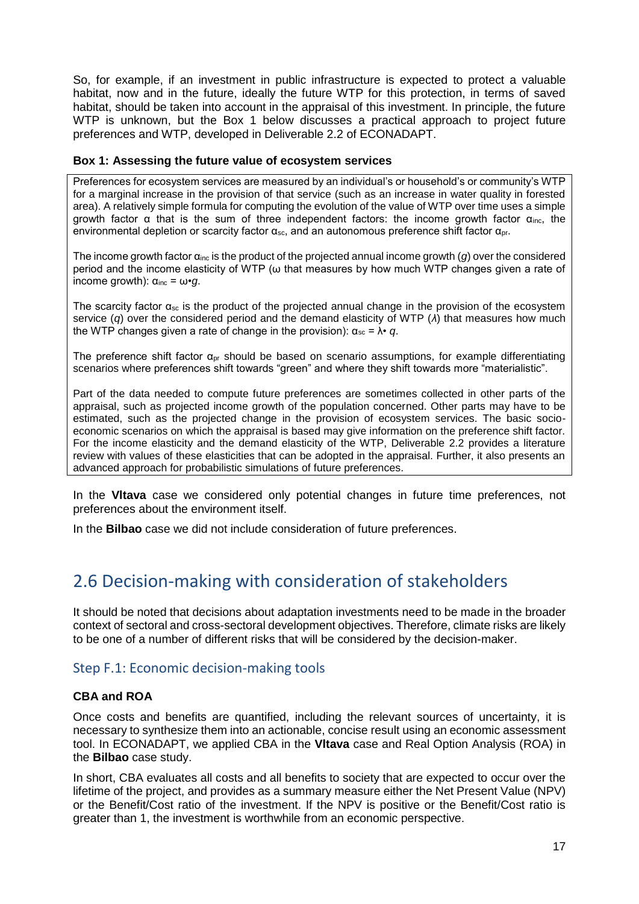So, for example, if an investment in public infrastructure is expected to protect a valuable habitat, now and in the future, ideally the future WTP for this protection, in terms of saved habitat, should be taken into account in the appraisal of this investment. In principle, the future WTP is unknown, but the Box 1 below discusses a practical approach to project future preferences and WTP, developed in Deliverable 2.2 of ECONADAPT.

**Box 1: Assessing the future value of ecosystem services**

Preferences for ecosystem services are measured by an individual's or household's or community's WTP for a marginal increase in the provision of that service (such as an increase in water quality in forested area). A relatively simple formula for computing the evolution of the value of WTP over time uses a simple growth factor $\alpha$ that is the sum of three independent factors: the income growth factor $\alpha_{inc}$, the environmental depletion or scarcity factor $\alpha_{sc}$, and an autonomous preference shift factor $\alpha_{pr}$.

The income growth factor $\alpha_{inc}$ is the product of the projected annual income growth (*g*) over the considered period and the income elasticity of WTP ($\omega$ that measures by how much WTP changes given a rate of income growth): $\alpha_{inc} = \omega \cdot g$.

The scarcity factor $\alpha_{sc}$ is the product of the projected annual change in the provision of the ecosystem service (*q*) over the considered period and the demand elasticity of WTP ($\lambda$) that measures how much the WTP changes given a rate of change in the provision): $\alpha_{sc} = \lambda \cdot q$.

The preference shift factor $\alpha_{pr}$ should be based on scenario assumptions, for example differentiating scenarios where preferences shift towards "green" and where they shift towards more "materialistic".

Part of the data needed to compute future preferences are sometimes collected in other parts of the appraisal, such as projected income growth of the population concerned. Other parts may have to be estimated, such as the projected change in the provision of ecosystem services. The basic socio-economic scenarios on which the appraisal is based may give information on the preference shift factor. For the income elasticity and the demand elasticity of the WTP, Deliverable 2.2 provides a literature review with values of these elasticities that can be adopted in the appraisal. Further, it also presents an advanced approach for probabilistic simulations of future preferences.

In the **Vltava** case we considered only potential changes in future time preferences, not preferences about the environment itself.

In the **Bilbao** case we did not include consideration of future preferences.

## 2.6 Decision-making with consideration of stakeholders

It should be noted that decisions about adaptation investments need to be made in the broader context of sectoral and cross-sectoral development objectives. Therefore, climate risks are likely to be one of a number of different risks that will be considered by the decision-maker.

### Step F.1: Economic decision-making tools

**CBA and ROA**

Once costs and benefits are quantified, including the relevant sources of uncertainty, it is necessary to synthesize them into an actionable, concise result using an economic assessment tool. In ECONADAPT, we applied CBA in the **Vltava** case and Real Option Analysis (ROA) in the **Bilbao** case study.

In short, CBA evaluates all costs and all benefits to society that are expected to occur over the lifetime of the project, and provides as a summary measure either the Net Present Value (NPV) or the Benefit/Cost ratio of the investment. If the NPV is positive or the Benefit/Cost ratio is greater than 1, the investment is worthwhile from an economic perspective.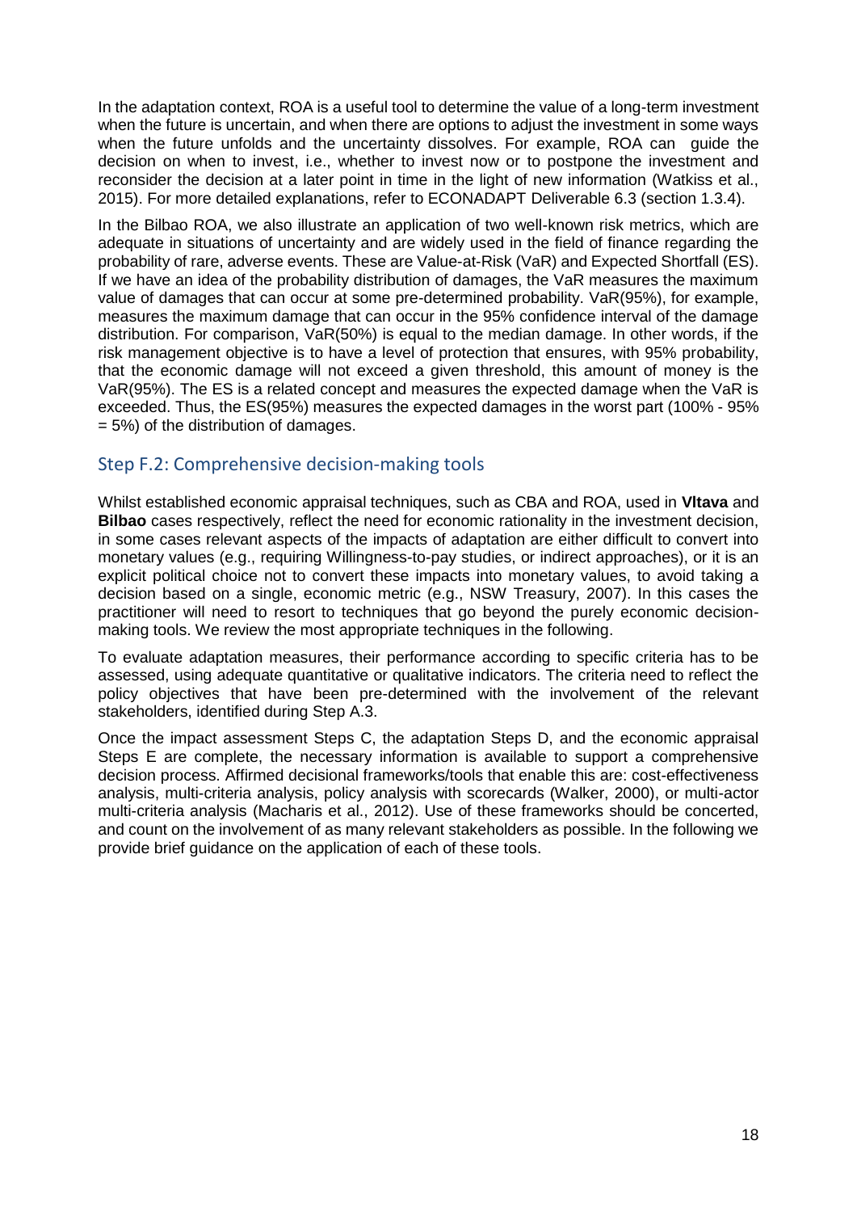In the adaptation context, ROA is a useful tool to determine the value of a long-term investment when the future is uncertain, and when there are options to adjust the investment in some ways when the future unfolds and the uncertainty dissolves. For example, ROA can guide the decision on when to invest, i.e., whether to invest now or to postpone the investment and reconsider the decision at a later point in time in the light of new information (Watkiss et al., 2015). For more detailed explanations, refer to ECONADAPT Deliverable 6.3 (section 1.3.4).

In the Bilbao ROA, we also illustrate an application of two well-known risk metrics, which are adequate in situations of uncertainty and are widely used in the field of finance regarding the probability of rare, adverse events. These are Value-at-Risk (VaR) and Expected Shortfall (ES). If we have an idea of the probability distribution of damages, the VaR measures the maximum value of damages that can occur at some pre-determined probability. VaR(95%), for example, measures the maximum damage that can occur in the 95% confidence interval of the damage distribution. For comparison, VaR(50%) is equal to the median damage. In other words, if the risk management objective is to have a level of protection that ensures, with 95% probability, that the economic damage will not exceed a given threshold, this amount of money is the VaR(95%). The ES is a related concept and measures the expected damage when the VaR is exceeded. Thus, the ES(95%) measures the expected damages in the worst part (100% - 95% = 5%) of the distribution of damages.

## Step F.2: Comprehensive decision-making tools

Whilst established economic appraisal techniques, such as CBA and ROA, used in **Vltava** and **Bilbao** cases respectively, reflect the need for economic rationality in the investment decision, in some cases relevant aspects of the impacts of adaptation are either difficult to convert into monetary values (e.g., requiring Willingness-to-pay studies, or indirect approaches), or it is an explicit political choice not to convert these impacts into monetary values, to avoid taking a decision based on a single, economic metric (e.g., NSW Treasury, 2007). In this cases the practitioner will need to resort to techniques that go beyond the purely economic decision-making tools. We review the most appropriate techniques in the following.

To evaluate adaptation measures, their performance according to specific criteria has to be assessed, using adequate quantitative or qualitative indicators. The criteria need to reflect the policy objectives that have been pre-determined with the involvement of the relevant stakeholders, identified during Step A.3.

Once the impact assessment Steps C, the adaptation Steps D, and the economic appraisal Steps E are complete, the necessary information is available to support a comprehensive decision process. Affirmed decisional frameworks/tools that enable this are: cost-effectiveness analysis, multi-criteria analysis, policy analysis with scorecards (Walker, 2000), or multi-actor multi-criteria analysis (Macharis et al., 2012). Use of these frameworks should be concerted, and count on the involvement of as many relevant stakeholders as possible. In the following we provide brief guidance on the application of each of these tools.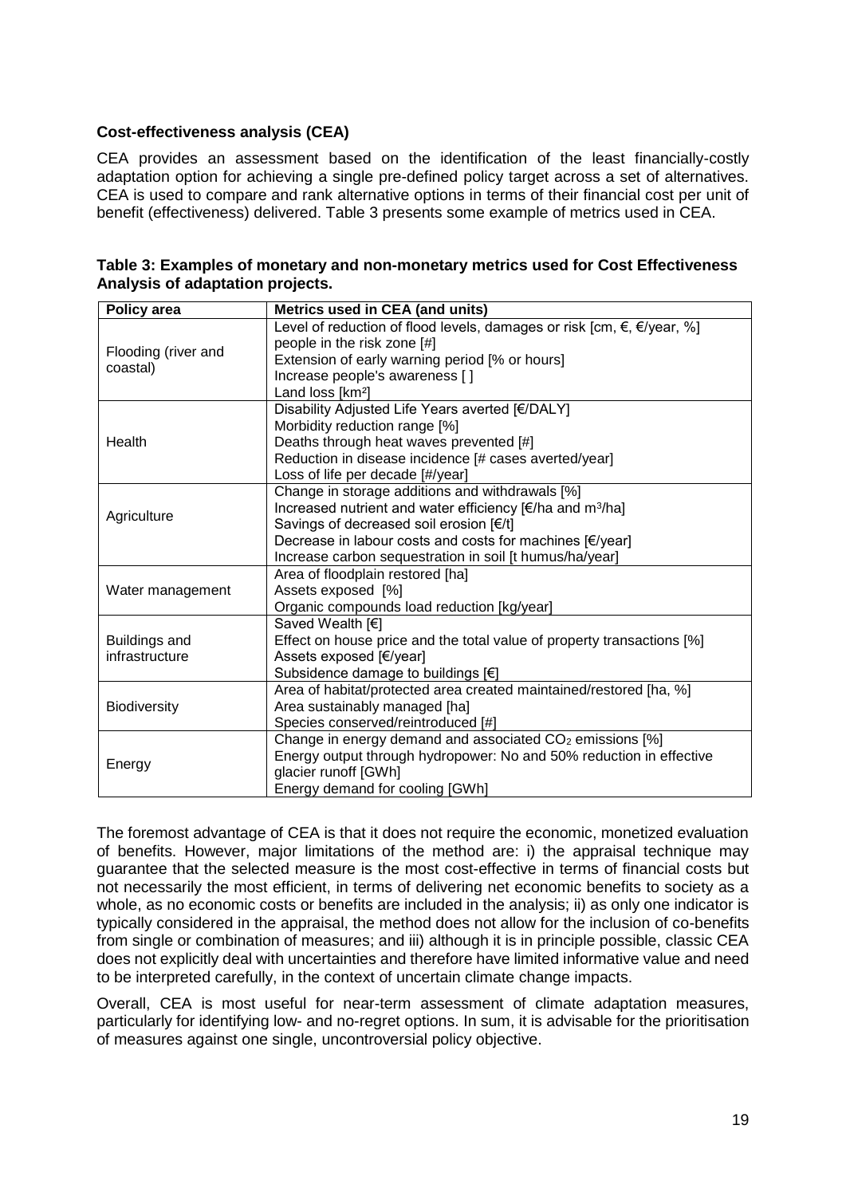**Cost-effectiveness analysis (CEA)**

CEA provides an assessment based on the identification of the least financially-costly adaptation option for achieving a single pre-defined policy target across a set of alternatives. CEA is used to compare and rank alternative options in terms of their financial cost per unit of benefit (effectiveness) delivered. Table 3 presents some example of metrics used in CEA.

**Table 3: Examples of monetary and non-monetary metrics used for Cost Effectiveness Analysis of adaptation projects.**

| Policy area | Metrics used in CEA (and units) |
|---|---|
| Flooding (river and coastal) | Level of reduction of flood levels, damages or risk [cm, €, €/year, %]<br>people in the risk zone [#]<br>Extension of early warning period [% or hours]<br>Increase people's awareness [ ]<br>Land loss [km²] |
| Health | Disability Adjusted Life Years averted [€/DALY]<br>Morbidity reduction range [%]<br>Deaths through heat waves prevented [#]<br>Reduction in disease incidence [# cases averted/year]<br>Loss of life per decade [#/year] |
| Agriculture | Change in storage additions and withdrawals [%]<br>Increased nutrient and water efficiency [€/ha and m³/ha]<br>Savings of decreased soil erosion [€/t]<br>Decrease in labour costs and costs for machines [€/year]<br>Increase carbon sequestration in soil [t humus/ha/year] |
| Water management | Area of floodplain restored [ha]<br>Assets exposed [%]<br>Organic compounds load reduction [kg/year] |
| Buildings and infrastructure | Saved Wealth [€]<br>Effect on house price and the total value of property transactions [%]<br>Assets exposed [€/year]<br>Subsidence damage to buildings [€] |
| Biodiversity | Area of habitat/protected area created maintained/restored [ha, %]<br>Area sustainably managed [ha]<br>Species conserved/reintroduced [#] |
| Energy | Change in energy demand and associated $CO_2$ emissions [%]<br>Energy output through hydropower: No and 50% reduction in effective glacier runoff [GWh]<br>Energy demand for cooling [GWh] |

The foremost advantage of CEA is that it does not require the economic, monetized evaluation of benefits. However, major limitations of the method are: i) the appraisal technique may guarantee that the selected measure is the most cost-effective in terms of financial costs but not necessarily the most efficient, in terms of delivering net economic benefits to society as a whole, as no economic costs or benefits are included in the analysis; ii) as only one indicator is typically considered in the appraisal, the method does not allow for the inclusion of co-benefits from single or combination of measures; and iii) although it is in principle possible, classic CEA does not explicitly deal with uncertainties and therefore have limited informative value and need to be interpreted carefully, in the context of uncertain climate change impacts.

Overall, CEA is most useful for near-term assessment of climate adaptation measures, particularly for identifying low- and no-regret options. In sum, it is advisable for the prioritisation of measures against one single, uncontroversial policy objective.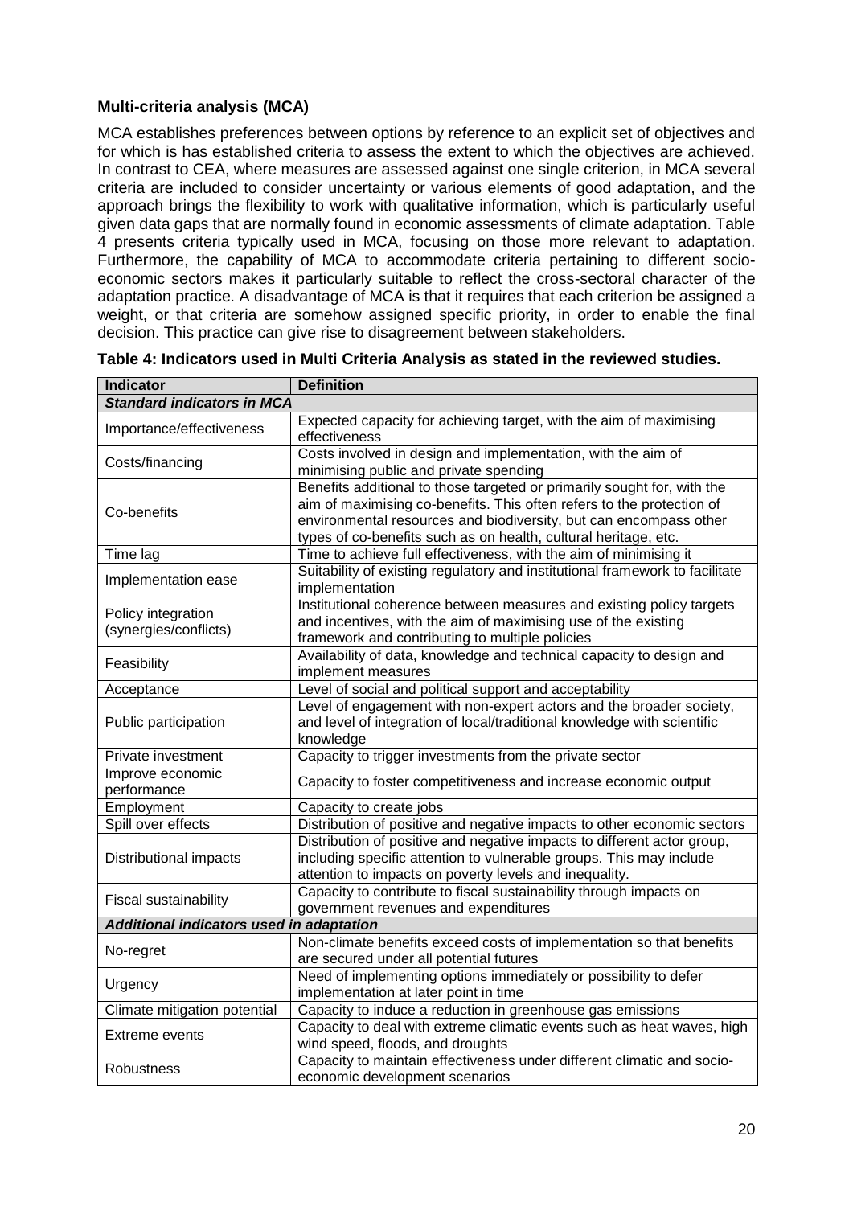**Multi-criteria analysis (MCA)**

MCA establishes preferences between options by reference to an explicit set of objectives and for which is has established criteria to assess the extent to which the objectives are achieved. In contrast to CEA, where measures are assessed against one single criterion, in MCA several criteria are included to consider uncertainty or various elements of good adaptation, and the approach brings the flexibility to work with qualitative information, which is particularly useful given data gaps that are normally found in economic assessments of climate adaptation. Table 4 presents criteria typically used in MCA, focusing on those more relevant to adaptation. Furthermore, the capability of MCA to accommodate criteria pertaining to different socio-economic sectors makes it particularly suitable to reflect the cross-sectoral character of the adaptation practice. A disadvantage of MCA is that it requires that each criterion be assigned a weight, or that criteria are somehow assigned specific priority, in order to enable the final decision. This practice can give rise to disagreement between stakeholders.

**Table 4: Indicators used in Multi Criteria Analysis as stated in the reviewed studies.**

| Indicator | Definition |
|---|---|
| ***Standard indicators in MCA*** | |
| Importance/effectiveness | Expected capacity for achieving target, with the aim of maximising effectiveness |
| Costs/financing | Costs involved in design and implementation, with the aim of minimising public and private spending |
| Co-benefits | Benefits additional to those targeted or primarily sought for, with the aim of maximising co-benefits. This often refers to the protection of environmental resources and biodiversity, but can encompass other types of co-benefits such as on health, cultural heritage, etc. |
| Time lag | Time to achieve full effectiveness, with the aim of minimising it |
| Implementation ease | Suitability of existing regulatory and institutional framework to facilitate implementation |
| Policy integration (synergies/conflicts) | Institutional coherence between measures and existing policy targets and incentives, with the aim of maximising use of the existing framework and contributing to multiple policies |
| Feasibility | Availability of data, knowledge and technical capacity to design and implement measures |
| Acceptance | Level of social and political support and acceptability |
| Public participation | Level of engagement with non-expert actors and the broader society, and level of integration of local/traditional knowledge with scientific knowledge |
| Private investment | Capacity to trigger investments from the private sector |
| Improve economic performance | Capacity to foster competitiveness and increase economic output |
| Employment | Capacity to create jobs |
| Spill over effects | Distribution of positive and negative impacts to other economic sectors |
| Distributional impacts | Distribution of positive and negative impacts to different actor group, including specific attention to vulnerable groups. This may include attention to impacts on poverty levels and inequality. |
| Fiscal sustainability | Capacity to contribute to fiscal sustainability through impacts on government revenues and expenditures |
| ***Additional indicators used in adaptation*** | |
| No-regret | Non-climate benefits exceed costs of implementation so that benefits are secured under all potential futures |
| Urgency | Need of implementing options immediately or possibility to defer implementation at later point in time |
| Climate mitigation potential | Capacity to induce a reduction in greenhouse gas emissions |
| Extreme events | Capacity to deal with extreme climatic events such as heat waves, high wind speed, floods, and droughts |
| Robustness | Capacity to maintain effectiveness under different climatic and socio-economic development scenarios |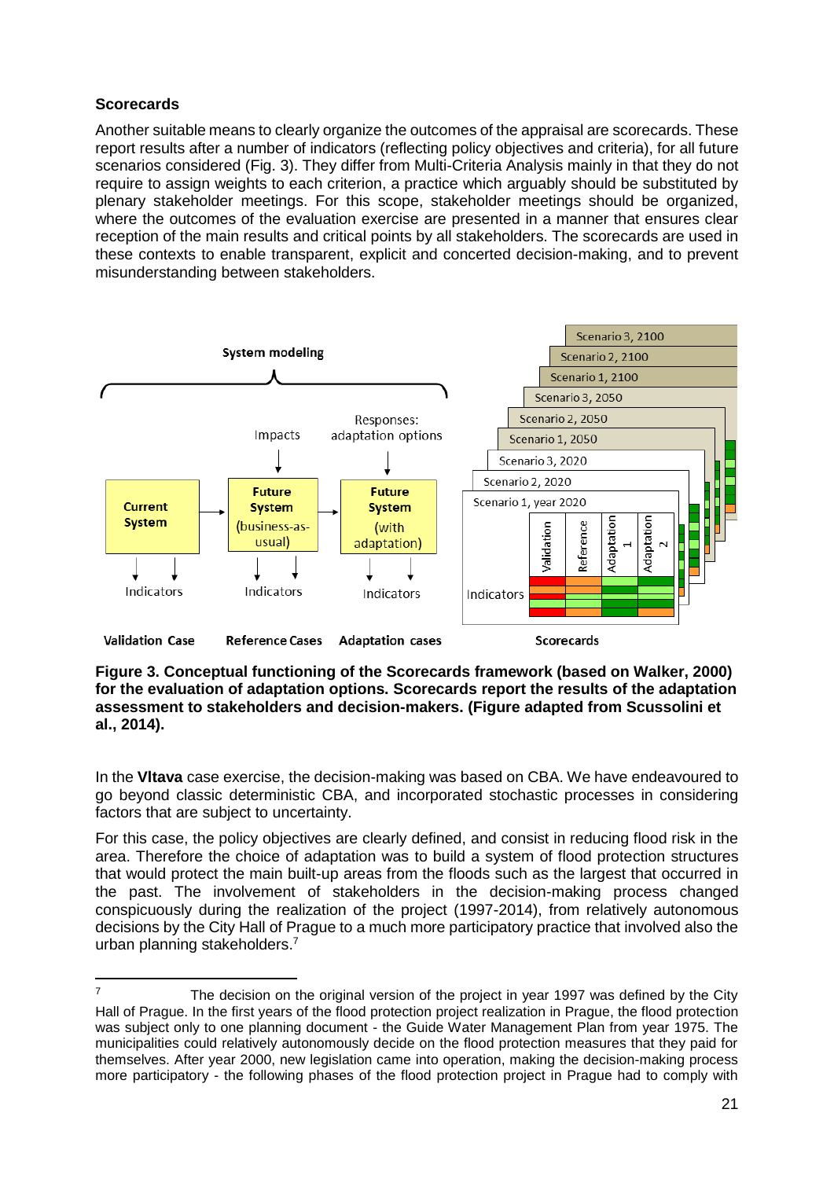### Scorecards

Another suitable means to clearly organize the outcomes of the appraisal are scorecards. These report results after a number of indicators (reflecting policy objectives and criteria), for all future scenarios considered (Fig. 3). They differ from Multi-Criteria Analysis mainly in that they do not require to assign weights to each criterion, a practice which arguably should be substituted by plenary stakeholder meetings. For this scope, stakeholder meetings should be organized, where the outcomes of the evaluation exercise are presented in a manner that ensures clear reception of the main results and critical points by all stakeholders. The scorecards are used in these contexts to enable transparent, explicit and concerted decision-making, and to prevent misunderstanding between stakeholders.

**Figure 3. Conceptual functioning of the Scorecards framework (based on Walker, 2000) for the evaluation of adaptation options. Scorecards report the results of the adaptation assessment to stakeholders and decision-makers. (Figure adapted from Scussolini et al., 2014).**

In the **Vltava** case exercise, the decision-making was based on CBA. We have endeavoured to go beyond classic deterministic CBA, and incorporated stochastic processes in considering factors that are subject to uncertainty.

For this case, the policy objectives are clearly defined, and consist in reducing flood risk in the area. Therefore the choice of adaptation was to build a system of flood protection structures that would protect the main built-up areas from the floods such as the largest that occurred in the past. The involvement of stakeholders in the decision-making process changed conspicuously during the realization of the project (1997-2014), from relatively autonomous decisions by the City Hall of Prague to a much more participatory practice that involved also the urban planning stakeholders.[7]

[7] The decision on the original version of the project in year 1997 was defined by the City Hall of Prague. In the first years of the flood protection project realization in Prague, the flood protection was subject only to one planning document - the Guide Water Management Plan from year 1975. The municipalities could relatively autonomously decide on the flood protection measures that they paid for themselves. After year 2000, new legislation came into operation, making the decision-making process more participatory - the following phases of the flood protection project in Prague had to comply with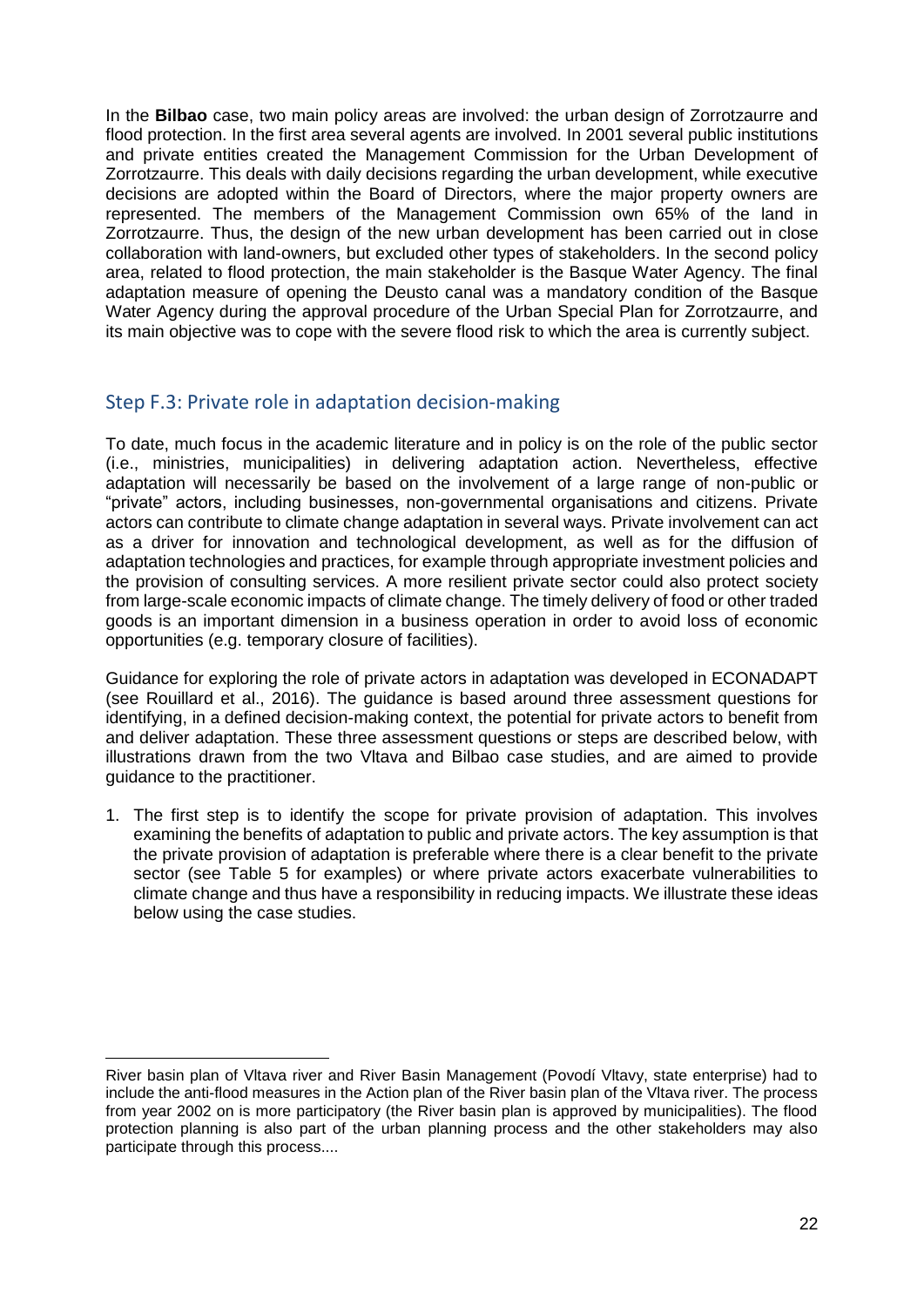In the **Bilbao** case, two main policy areas are involved: the urban design of Zorrotzaurre and flood protection. In the first area several agents are involved. In 2001 several public institutions and private entities created the Management Commission for the Urban Development of Zorrotzaurre. This deals with daily decisions regarding the urban development, while executive decisions are adopted within the Board of Directors, where the major property owners are represented. The members of the Management Commission own 65% of the land in Zorrotzaurre. Thus, the design of the new urban development has been carried out in close collaboration with land-owners, but excluded other types of stakeholders. In the second policy area, related to flood protection, the main stakeholder is the Basque Water Agency. The final adaptation measure of opening the Deusto canal was a mandatory condition of the Basque Water Agency during the approval procedure of the Urban Special Plan for Zorrotzaurre, and its main objective was to cope with the severe flood risk to which the area is currently subject.

## Step F.3: Private role in adaptation decision-making

To date, much focus in the academic literature and in policy is on the role of the public sector (i.e., ministries, municipalities) in delivering adaptation action. Nevertheless, effective adaptation will necessarily be based on the involvement of a large range of non-public or "private" actors, including businesses, non-governmental organisations and citizens. Private actors can contribute to climate change adaptation in several ways. Private involvement can act as a driver for innovation and technological development, as well as for the diffusion of adaptation technologies and practices, for example through appropriate investment policies and the provision of consulting services. A more resilient private sector could also protect society from large-scale economic impacts of climate change. The timely delivery of food or other traded goods is an important dimension in a business operation in order to avoid loss of economic opportunities (e.g. temporary closure of facilities).

Guidance for exploring the role of private actors in adaptation was developed in ECONADAPT (see Rouillard et al., 2016). The guidance is based around three assessment questions for identifying, in a defined decision-making context, the potential for private actors to benefit from and deliver adaptation. These three assessment questions or steps are described below, with illustrations drawn from the two Vltava and Bilbao case studies, and are aimed to provide guidance to the practitioner.

1. The first step is to identify the scope for private provision of adaptation. This involves examining the benefits of adaptation to public and private actors. The key assumption is that the private provision of adaptation is preferable where there is a clear benefit to the private sector (see Table 5 for examples) or where private actors exacerbate vulnerabilities to climate change and thus have a responsibility in reducing impacts. We illustrate these ideas below using the case studies.

River basin plan of Vltava river and River Basin Management (Povodí Vltavy, state enterprise) had to include the anti-flood measures in the Action plan of the River basin plan of the Vltava river. The process from year 2002 on is more participatory (the River basin plan is approved by municipalities). The flood protection planning is also part of the urban planning process and the other stakeholders may also participate through this process....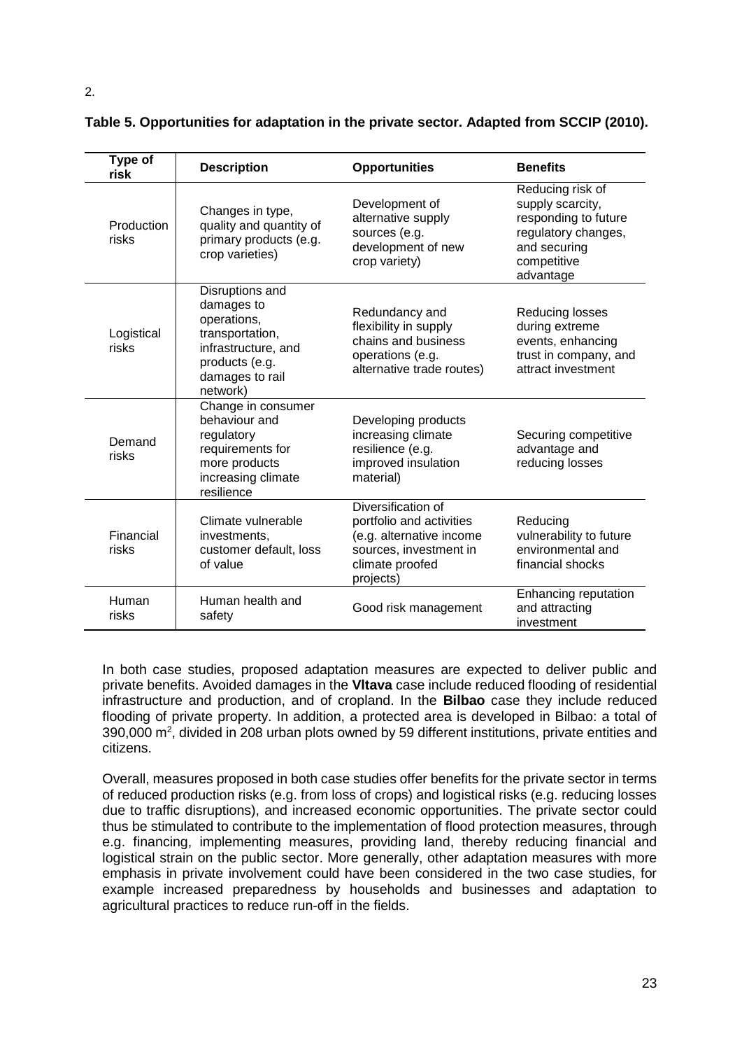2.

**Table 5. Opportunities for adaptation in the private sector. Adapted from SCCIP (2010).**

| Type of risk | Description | Opportunities | Benefits |
|---|---|---|---|
| Production risks | Changes in type, quality and quantity of primary products (e.g. crop varieties) | Development of alternative supply sources (e.g. development of new crop variety) | Reducing risk of supply scarcity, responding to future regulatory changes, and securing competitive advantage |
| Logistical risks | Disruptions and damages to operations, transportation, infrastructure, and products (e.g. damages to rail network) | Redundancy and flexibility in supply chains and business operations (e.g. alternative trade routes) | Reducing losses during extreme events, enhancing trust in company, and attract investment |
| Demand risks | Change in consumer behaviour and regulatory requirements for more products increasing climate resilience | Developing products increasing climate resilience (e.g. improved insulation material) | Securing competitive advantage and reducing losses |
| Financial risks | Climate vulnerable investments, customer default, loss of value | Diversification of portfolio and activities (e.g. alternative income sources, investment in climate proofed projects) | Reducing vulnerability to future environmental and financial shocks |
| Human risks | Human health and safety | Good risk management | Enhancing reputation and attracting investment |

In both case studies, proposed adaptation measures are expected to deliver public and private benefits. Avoided damages in the **Vltava** case include reduced flooding of residential infrastructure and production, and of cropland. In the **Bilbao** case they include reduced flooding of private property. In addition, a protected area is developed in Bilbao: a total of 390,000 $m^2$, divided in 208 urban plots owned by 59 different institutions, private entities and citizens.

Overall, measures proposed in both case studies offer benefits for the private sector in terms of reduced production risks (e.g. from loss of crops) and logistical risks (e.g. reducing losses due to traffic disruptions), and increased economic opportunities. The private sector could thus be stimulated to contribute to the implementation of flood protection measures, through e.g. financing, implementing measures, providing land, thereby reducing financial and logistical strain on the public sector. More generally, other adaptation measures with more emphasis in private involvement could have been considered in the two case studies, for example increased preparedness by households and businesses and adaptation to agricultural practices to reduce run-off in the fields.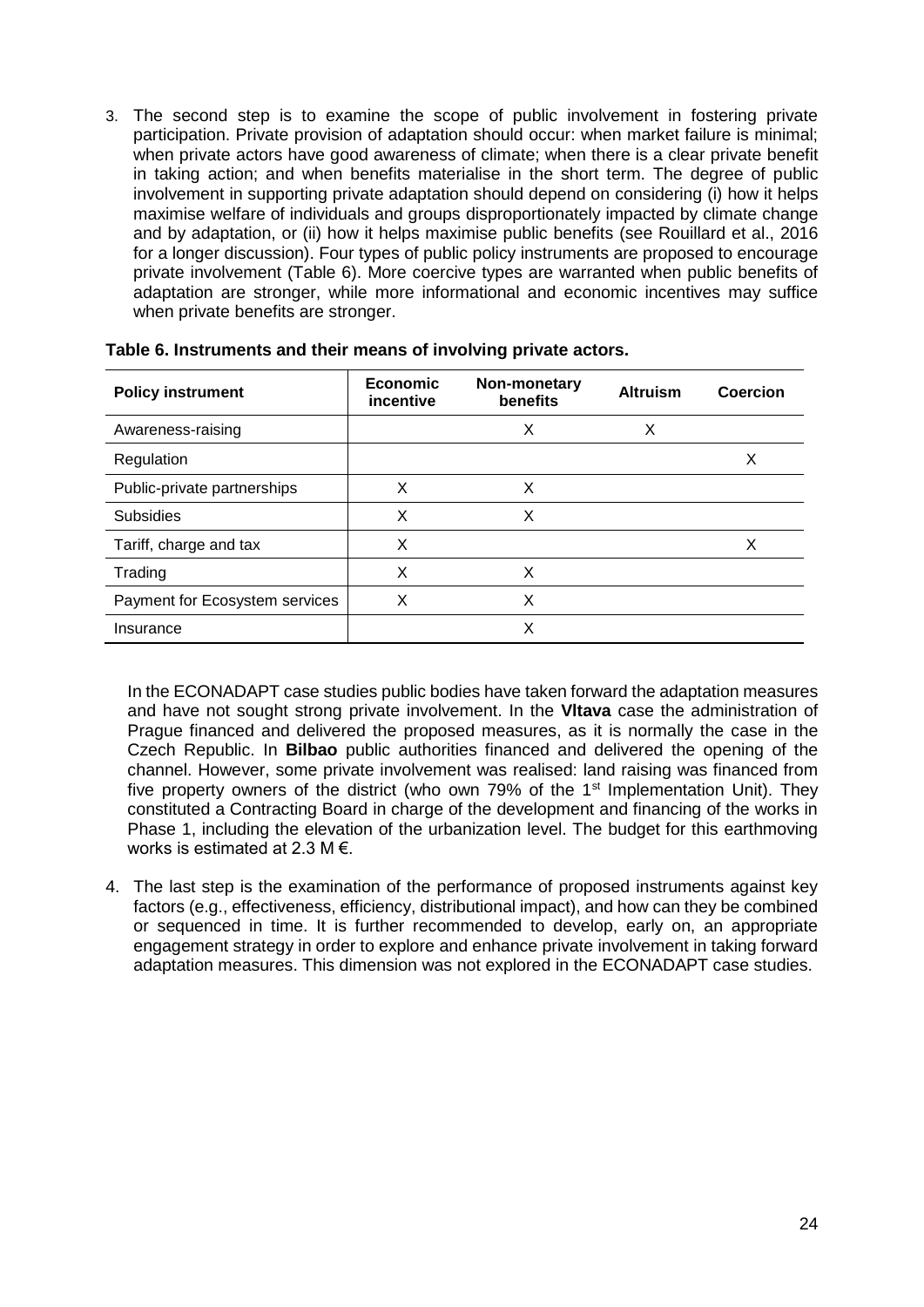3. The second step is to examine the scope of public involvement in fostering private participation. Private provision of adaptation should occur: when market failure is minimal; when private actors have good awareness of climate; when there is a clear private benefit in taking action; and when benefits materialise in the short term. The degree of public involvement in supporting private adaptation should depend on considering (i) how it helps maximise welfare of individuals and groups disproportionately impacted by climate change and by adaptation, or (ii) how it helps maximise public benefits (see Rouillard et al., 2016 for a longer discussion). Four types of public policy instruments are proposed to encourage private involvement (Table 6). More coercive types are warranted when public benefits of adaptation are stronger, while more informational and economic incentives may suffice when private benefits are stronger.

**Table 6. Instruments and their means of involving private actors.**

| Policy instrument | Economic incentive | Non-monetary benefits | Altruism | Coercion |
|---|---|---|---|---|
| Awareness-raising | | X | X | |
| Regulation | | | | X |
| Public-private partnerships | X | X | | |
| Subsidies | X | X | | |
| Tariff, charge and tax | X | | | X |
| Trading | X | X | | |
| Payment for Ecosystem services | X | X | | |
| Insurance | | X | | |

In the ECONADAPT case studies public bodies have taken forward the adaptation measures and have not sought strong private involvement. In the **Vltava** case the administration of Prague financed and delivered the proposed measures, as it is normally the case in the Czech Republic. In **Bilbao** public authorities financed and delivered the opening of the channel. However, some private involvement was realised: land raising was financed from five property owners of the district (who own 79% of the 1st Implementation Unit). They constituted a Contracting Board in charge of the development and financing of the works in Phase 1, including the elevation of the urbanization level. The budget for this earthmoving works is estimated at 2.3 M €.

4. The last step is the examination of the performance of proposed instruments against key factors (e.g., effectiveness, efficiency, distributional impact), and how can they be combined or sequenced in time. It is further recommended to develop, early on, an appropriate engagement strategy in order to explore and enhance private involvement in taking forward adaptation measures. This dimension was not explored in the ECONADAPT case studies.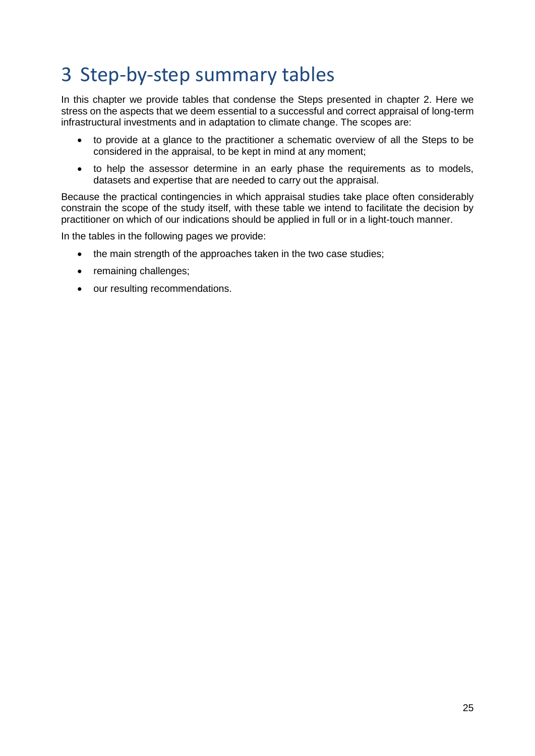# 3 Step-by-step summary tables

In this chapter we provide tables that condense the Steps presented in chapter 2. Here we stress on the aspects that we deem essential to a successful and correct appraisal of long-term infrastructural investments and in adaptation to climate change. The scopes are:

- to provide at a glance to the practitioner a schematic overview of all the Steps to be considered in the appraisal, to be kept in mind at any moment;
- to help the assessor determine in an early phase the requirements as to models, datasets and expertise that are needed to carry out the appraisal.

Because the practical contingencies in which appraisal studies take place often considerably constrain the scope of the study itself, with these table we intend to facilitate the decision by practitioner on which of our indications should be applied in full or in a light-touch manner.

In the tables in the following pages we provide:

- the main strength of the approaches taken in the two case studies;
- remaining challenges;
- our resulting recommendations.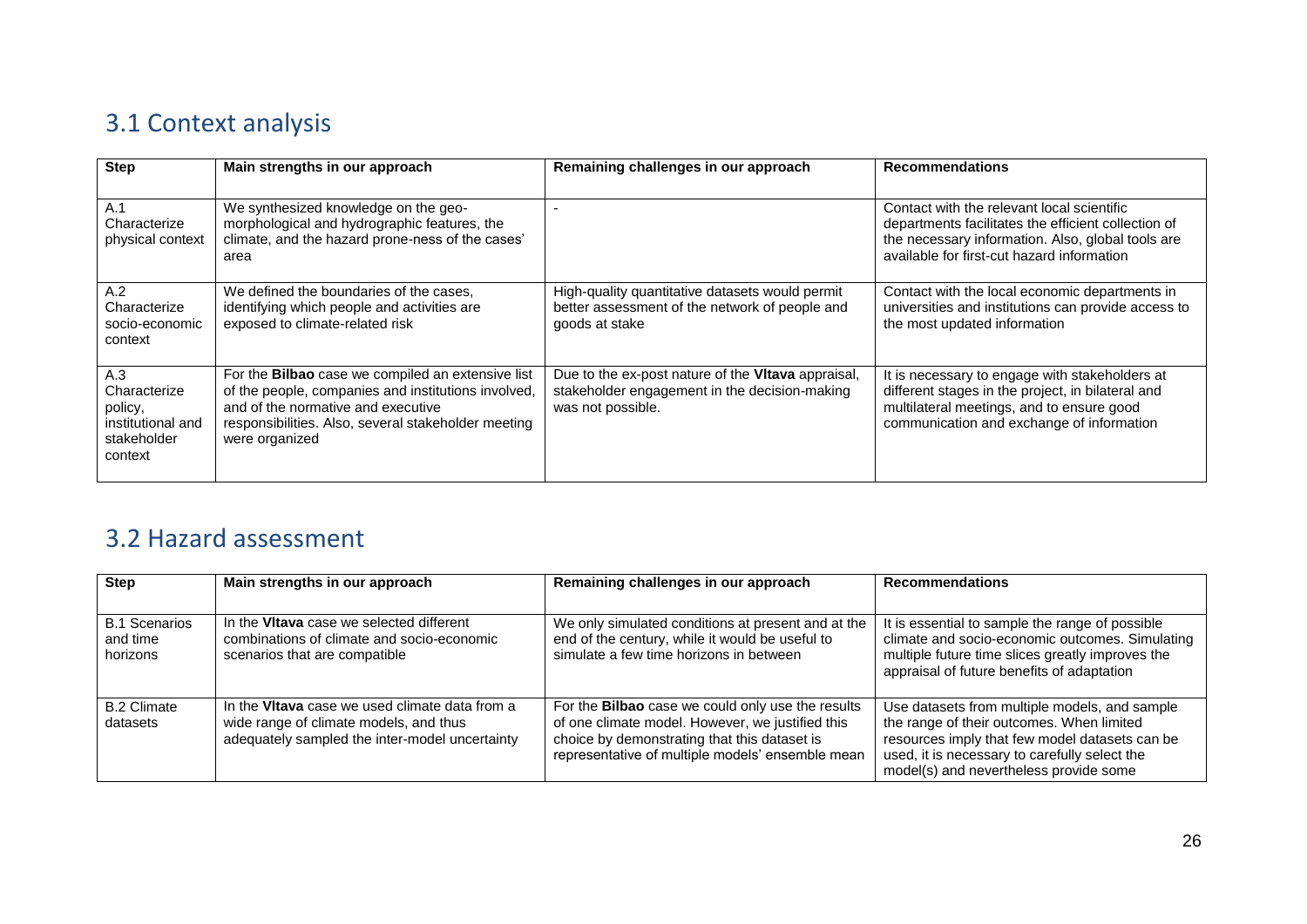## 3.1 Context analysis

| Step | Main strengths in our approach | Remaining challenges in our approach | Recommendations |
|---|---|---|---|
| A.1 Characterize physical context | We synthesized knowledge on the geo-morphological and hydrographic features, the climate, and the hazard prone-ness of the cases' area | - | Contact with the relevant local scientific departments facilitates the efficient collection of the necessary information. Also, global tools are available for first-cut hazard information |
| A.2 Characterize socio-economic context | We defined the boundaries of the cases, identifying which people and activities are exposed to climate-related risk | High-quality quantitative datasets would permit better assessment of the network of people and goods at stake | Contact with the local economic departments in universities and institutions can provide access to the most updated information |
| A.3 Characterize policy, institutional and stakeholder context | For the **Bilbao** case we compiled an extensive list of the people, companies and institutions involved, and of the normative and executive responsibilities. Also, several stakeholder meeting were organized | Due to the ex-post nature of the **Vltava** appraisal, stakeholder engagement in the decision-making was not possible. | It is necessary to engage with stakeholders at different stages in the project, in bilateral and multilateral meetings, and to ensure good communication and exchange of information |

## 3.2 Hazard assessment

| Step | Main strengths in our approach | Remaining challenges in our approach | Recommendations |
|---|---|---|---|
| B.1 Scenarios and time horizons | In the **Vltava** case we selected different combinations of climate and socio-economic scenarios that are compatible | We only simulated conditions at present and at the end of the century, while it would be useful to simulate a few time horizons in between | It is essential to sample the range of possible climate and socio-economic outcomes. Simulating multiple future time slices greatly improves the appraisal of future benefits of adaptation |
| B.2 Climate datasets | In the **Vltava** case we used climate data from a wide range of climate models, and thus adequately sampled the inter-model uncertainty | For the **Bilbao** case we could only use the results of one climate model. However, we justified this choice by demonstrating that this dataset is representative of multiple models' ensemble mean | Use datasets from multiple models, and sample the range of their outcomes. When limited resources imply that few model datasets can be used, it is necessary to carefully select the model(s) and nevertheless provide some |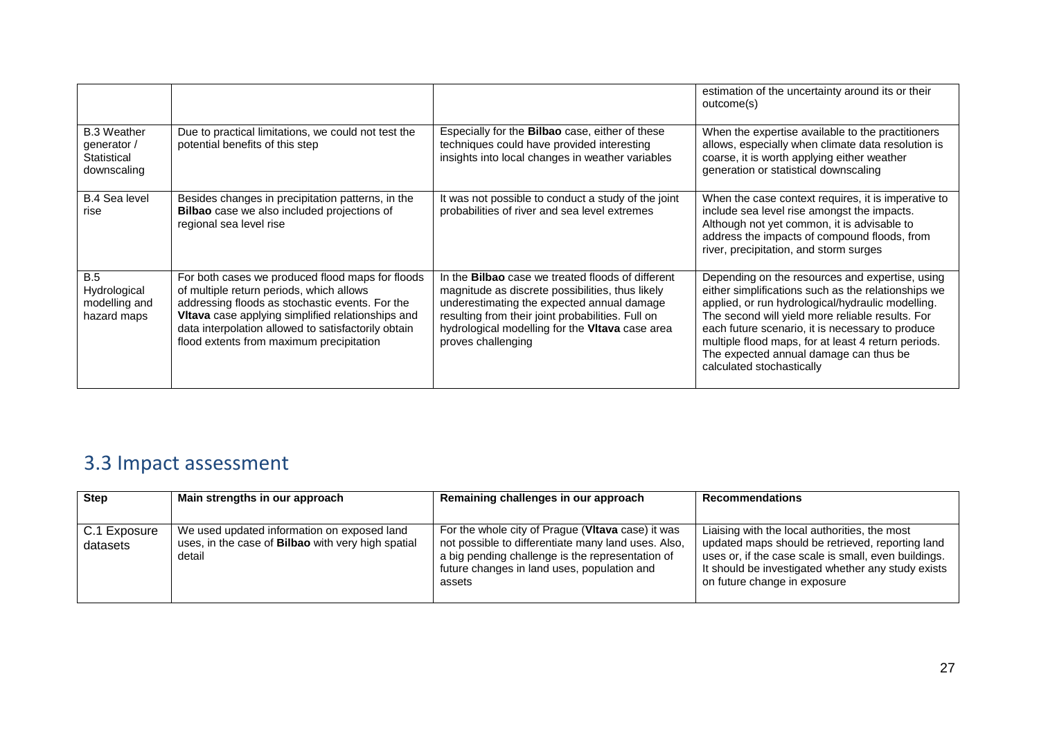| | | | |
|---|---|---|---|
| | | | estimation of the uncertainty around its or their outcome(s) |
| B.3 Weather generator / Statistical downscaling | Due to practical limitations, we could not test the potential benefits of this step | Especially for the **Bilbao** case, either of these techniques could have provided interesting insights into local changes in weather variables | When the expertise available to the practitioners allows, especially when climate data resolution is coarse, it is worth applying either weather generation or statistical downscaling |
| B.4 Sea level rise | Besides changes in precipitation patterns, in the **Bilbao** case we also included projections of regional sea level rise | It was not possible to conduct a study of the joint probabilities of river and sea level extremes | When the case context requires, it is imperative to include sea level rise amongst the impacts. Although not yet common, it is advisable to address the impacts of compound floods, from river, precipitation, and storm surges |
| B.5 Hydrological modelling and hazard maps | For both cases we produced flood maps for floods of multiple return periods, which allows addressing floods as stochastic events. For the **Vltava** case applying simplified relationships and data interpolation allowed to satisfactorily obtain flood extents from maximum precipitation | In the **Bilbao** case we treated floods of different magnitude as discrete possibilities, thus likely underestimating the expected annual damage resulting from their joint probabilities. Full on hydrological modelling for the **Vltava** case area proves challenging | Depending on the resources and expertise, using either simplifications such as the relationships we applied, or run hydrological/hydraulic modelling. The second will yield more reliable results. For each future scenario, it is necessary to produce multiple flood maps, for at least 4 return periods. The expected annual damage can thus be calculated stochastically |

## 3.3 Impact assessment

| **Step** | **Main strengths in our approach** | **Remaining challenges in our approach** | **Recommendations** |
|---|---|---|---|
| C.1 Exposure datasets | We used updated information on exposed land uses, in the case of **Bilbao** with very high spatial detail | For the whole city of Prague (**Vltava** case) it was not possible to differentiate many land uses. Also, a big pending challenge is the representation of future changes in land uses, population and assets | Liaising with the local authorities, the most updated maps should be retrieved, reporting land uses or, if the case scale is small, even buildings. It should be investigated whether any study exists on future change in exposure |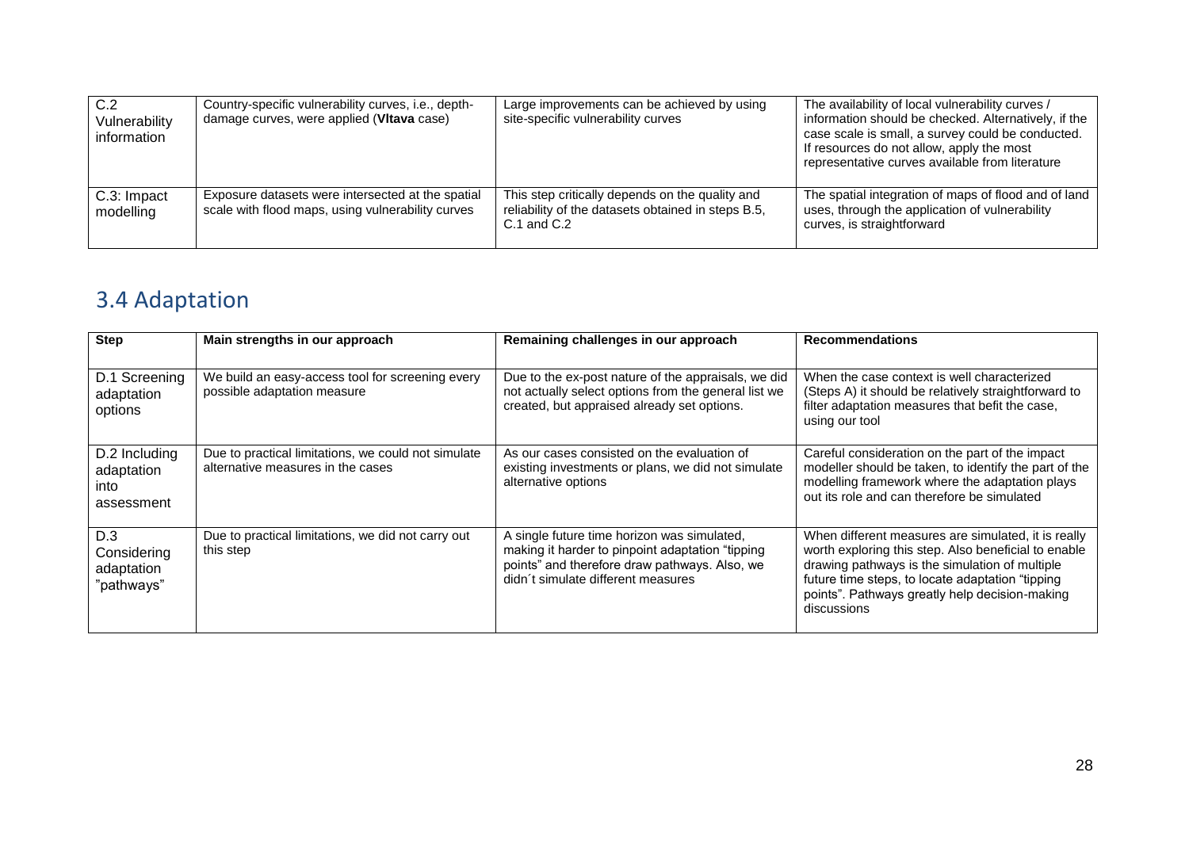| C.2 Vulnerability information | Country-specific vulnerability curves, i.e., depth-damage curves, were applied (**Vltava** case) | Large improvements can be achieved by using site-specific vulnerability curves | The availability of local vulnerability curves / information should be checked. Alternatively, if the case scale is small, a survey could be conducted. If resources do not allow, apply the most representative curves available from literature |
|---|---|---|---|
| C.3: Impact modelling | Exposure datasets were intersected at the spatial scale with flood maps, using vulnerability curves | This step critically depends on the quality and reliability of the datasets obtained in steps B.5, C.1 and C.2 | The spatial integration of maps of flood and of land uses, through the application of vulnerability curves, is straightforward |

## 3.4 Adaptation

| **Step** | **Main strengths in our approach** | **Remaining challenges in our approach** | **Recommendations** |
|---|---|---|---|
| D.1 Screening adaptation options | We build an easy-access tool for screening every possible adaptation measure | Due to the ex-post nature of the appraisals, we did not actually select options from the general list we created, but appraised already set options. | When the case context is well characterized (Steps A) it should be relatively straightforward to filter adaptation measures that befit the case, using our tool |
| D.2 Including adaptation into assessment | Due to practical limitations, we could not simulate alternative measures in the cases | As our cases consisted on the evaluation of existing investments or plans, we did not simulate alternative options | Careful consideration on the part of the impact modeller should be taken, to identify the part of the modelling framework where the adaptation plays out its role and can therefore be simulated |
| D.3 Considering adaptation "pathways" | Due to practical limitations, we did not carry out this step | A single future time horizon was simulated, making it harder to pinpoint adaptation "tipping points" and therefore draw pathways. Also, we didn´t simulate different measures | When different measures are simulated, it is really worth exploring this step. Also beneficial to enable drawing pathways is the simulation of multiple future time steps, to locate adaptation "tipping points". Pathways greatly help decision-making discussions |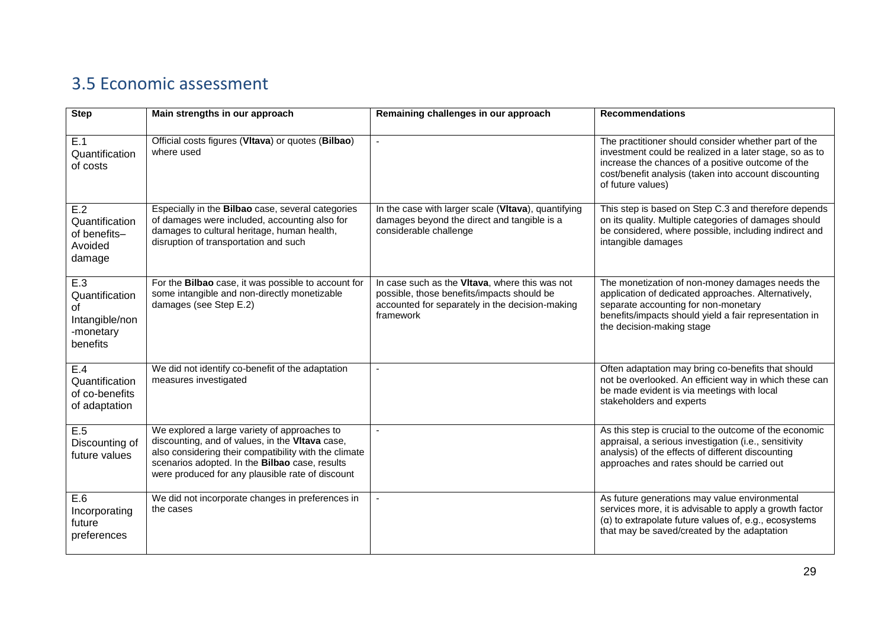## 3.5 Economic assessment

| Step | Main strengths in our approach | Remaining challenges in our approach | Recommendations |
|---|---|---|---|
| E.1 Quantification of costs | Official costs figures (**Vltava**) or quotes (**Bilbao**) where used | - | The practitioner should consider whether part of the investment could be realized in a later stage, so as to increase the chances of a positive outcome of the cost/benefit analysis (taken into account discounting of future values) |
| E.2 Quantification of benefits– Avoided damage | Especially in the **Bilbao** case, several categories of damages were included, accounting also for damages to cultural heritage, human health, disruption of transportation and such | In the case with larger scale (**Vltava**), quantifying damages beyond the direct and tangible is a considerable challenge | This step is based on Step C.3 and therefore depends on its quality. Multiple categories of damages should be considered, where possible, including indirect and intangible damages |
| E.3 Quantification of Intangible/non-monetary benefits | For the **Bilbao** case, it was possible to account for some intangible and non-directly monetizable damages (see Step E.2) | In case such as the **Vltava**, where this was not possible, those benefits/impacts should be accounted for separately in the decision-making framework | The monetization of non-money damages needs the application of dedicated approaches. Alternatively, separate accounting for non-monetary benefits/impacts should yield a fair representation in the decision-making stage |
| E.4 Quantification of co-benefits of adaptation | We did not identify co-benefit of the adaptation measures investigated | - | Often adaptation may bring co-benefits that should not be overlooked. An efficient way in which these can be made evident is via meetings with local stakeholders and experts |
| E.5 Discounting of future values | We explored a large variety of approaches to discounting, and of values, in the **Vltava** case, also considering their compatibility with the climate scenarios adopted. In the **Bilbao** case, results were produced for any plausible rate of discount | - | As this step is crucial to the outcome of the economic appraisal, a serious investigation (i.e., sensitivity analysis) of the effects of different discounting approaches and rates should be carried out |
| E.6 Incorporating future preferences | We did not incorporate changes in preferences in the cases | - | As future generations may value environmental services more, it is advisable to apply a growth factor ($\alpha$) to extrapolate future values of, e.g., ecosystems that may be saved/created by the adaptation |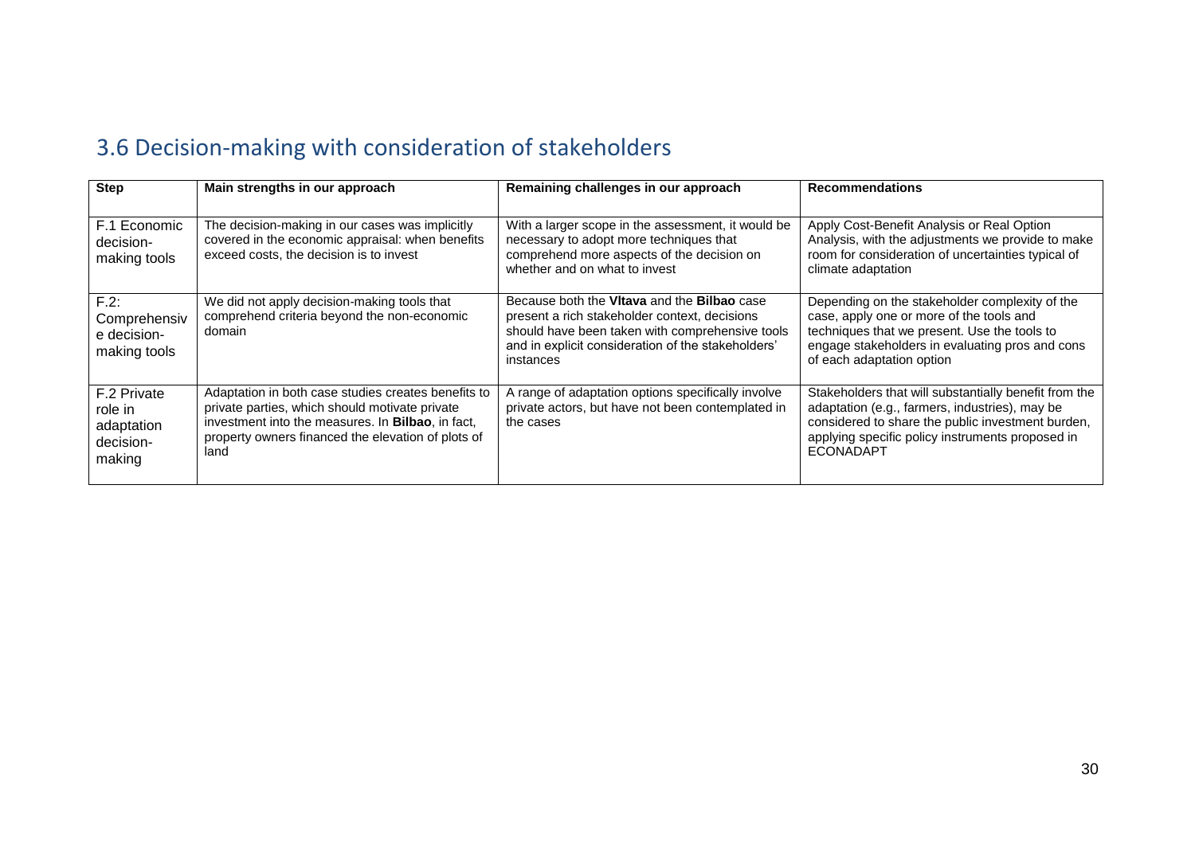## 3.6 Decision-making with consideration of stakeholders

| Step | Main strengths in our approach | Remaining challenges in our approach | Recommendations |
|---|---|---|---|
| F.1 Economic decision-making tools | The decision-making in our cases was implicitly covered in the economic appraisal: when benefits exceed costs, the decision is to invest | With a larger scope in the assessment, it would be necessary to adopt more techniques that comprehend more aspects of the decision on whether and on what to invest | Apply Cost-Benefit Analysis or Real Option Analysis, with the adjustments we provide to make room for consideration of uncertainties typical of climate adaptation |
| F.2: Comprehensive decision-making tools | We did not apply decision-making tools that comprehend criteria beyond the non-economic domain | Because both the **Vltava** and the **Bilbao** case present a rich stakeholder context, decisions should have been taken with comprehensive tools and in explicit consideration of the stakeholders' instances | Depending on the stakeholder complexity of the case, apply one or more of the tools and techniques that we present. Use the tools to engage stakeholders in evaluating pros and cons of each adaptation option |
| F.2 Private role in adaptation decision-making | Adaptation in both case studies creates benefits to private parties, which should motivate private investment into the measures. In **Bilbao**, in fact, property owners financed the elevation of plots of land | A range of adaptation options specifically involve private actors, but have not been contemplated in the cases | Stakeholders that will substantially benefit from the adaptation (e.g., farmers, industries), may be considered to share the public investment burden, applying specific policy instruments proposed in ECONADAPT |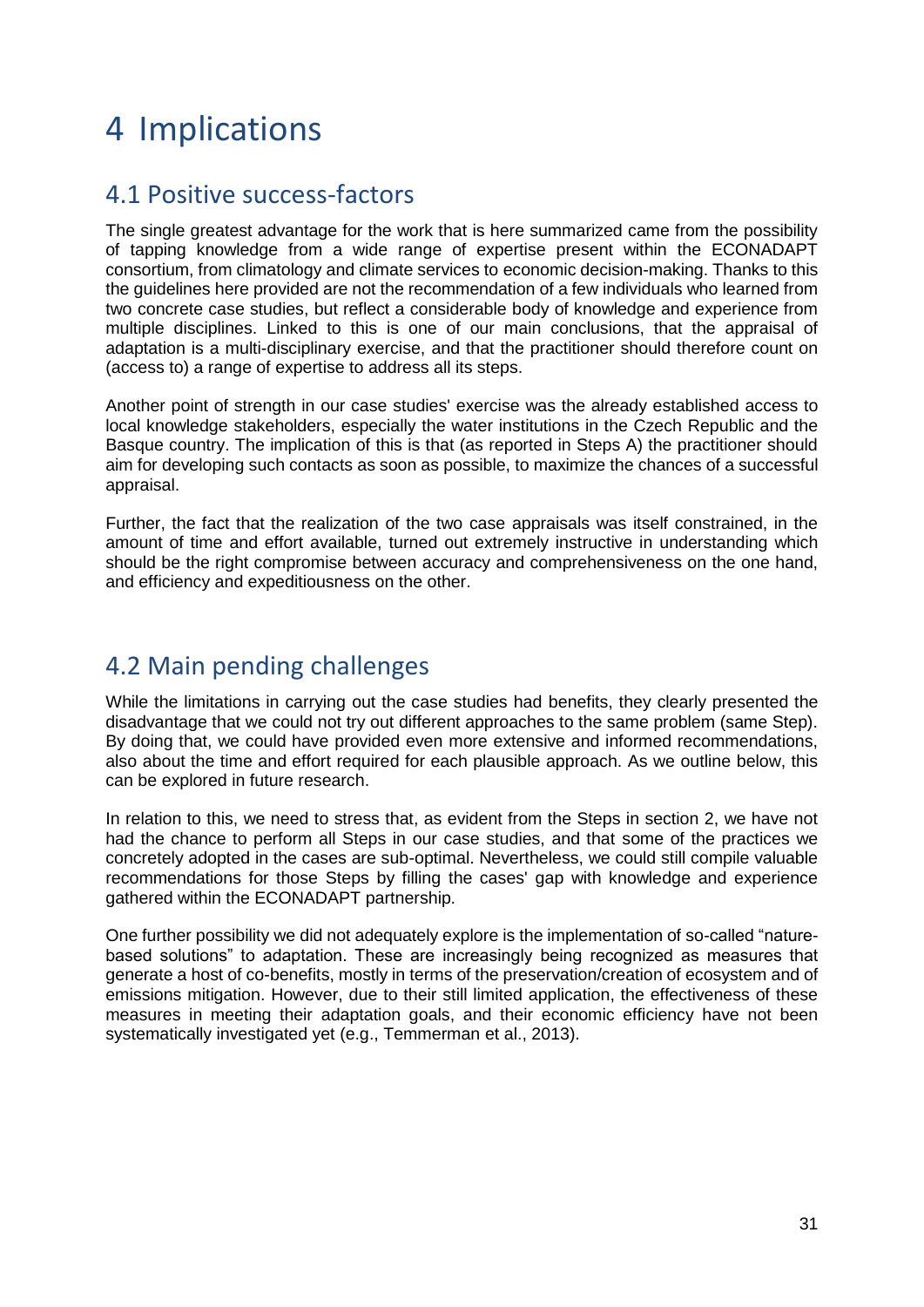# 4 Implications

## 4.1 Positive success-factors

The single greatest advantage for the work that is here summarized came from the possibility of tapping knowledge from a wide range of expertise present within the ECONADAPT consortium, from climatology and climate services to economic decision-making. Thanks to this the guidelines here provided are not the recommendation of a few individuals who learned from two concrete case studies, but reflect a considerable body of knowledge and experience from multiple disciplines. Linked to this is one of our main conclusions, that the appraisal of adaptation is a multi-disciplinary exercise, and that the practitioner should therefore count on (access to) a range of expertise to address all its steps.

Another point of strength in our case studies' exercise was the already established access to local knowledge stakeholders, especially the water institutions in the Czech Republic and the Basque country. The implication of this is that (as reported in Steps A) the practitioner should aim for developing such contacts as soon as possible, to maximize the chances of a successful appraisal.

Further, the fact that the realization of the two case appraisals was itself constrained, in the amount of time and effort available, turned out extremely instructive in understanding which should be the right compromise between accuracy and comprehensiveness on the one hand, and efficiency and expeditiousness on the other.

## 4.2 Main pending challenges

While the limitations in carrying out the case studies had benefits, they clearly presented the disadvantage that we could not try out different approaches to the same problem (same Step). By doing that, we could have provided even more extensive and informed recommendations, also about the time and effort required for each plausible approach. As we outline below, this can be explored in future research.

In relation to this, we need to stress that, as evident from the Steps in section 2, we have not had the chance to perform all Steps in our case studies, and that some of the practices we concretely adopted in the cases are sub-optimal. Nevertheless, we could still compile valuable recommendations for those Steps by filling the cases' gap with knowledge and experience gathered within the ECONADAPT partnership.

One further possibility we did not adequately explore is the implementation of so-called "nature-based solutions" to adaptation. These are increasingly being recognized as measures that generate a host of co-benefits, mostly in terms of the preservation/creation of ecosystem and of emissions mitigation. However, due to their still limited application, the effectiveness of these measures in meeting their adaptation goals, and their economic efficiency have not been systematically investigated yet (e.g., Temmerman et al., 2013).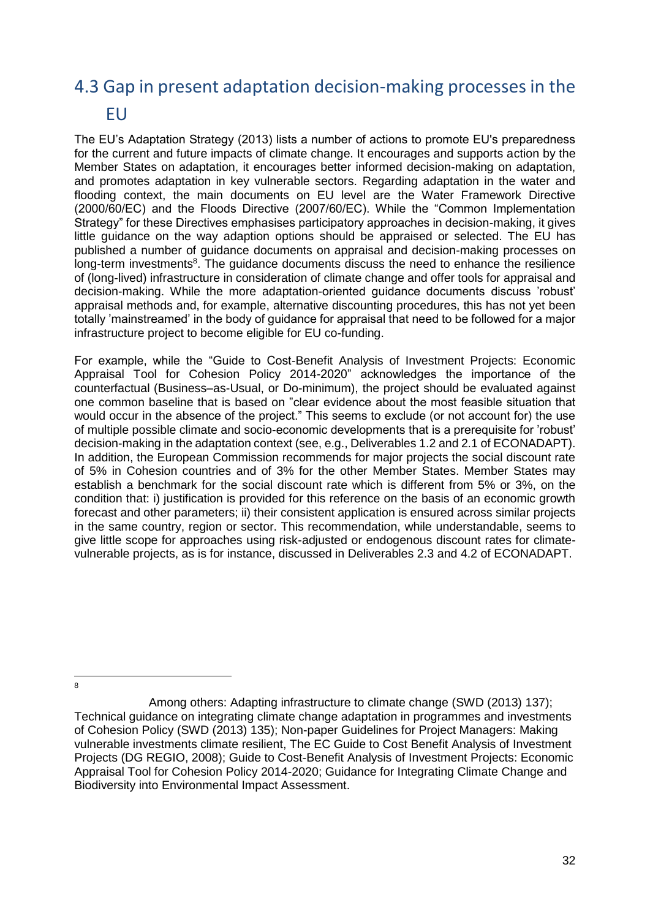## 4.3 Gap in present adaptation decision-making processes in the EU

The EU's Adaptation Strategy (2013) lists a number of actions to promote EU's preparedness for the current and future impacts of climate change. It encourages and supports action by the Member States on adaptation, it encourages better informed decision-making on adaptation, and promotes adaptation in key vulnerable sectors. Regarding adaptation in the water and flooding context, the main documents on EU level are the Water Framework Directive (2000/60/EC) and the Floods Directive (2007/60/EC). While the "Common Implementation Strategy" for these Directives emphasises participatory approaches in decision-making, it gives little guidance on the way adaption options should be appraised or selected. The EU has published a number of guidance documents on appraisal and decision-making processes on long-term investments[8]. The guidance documents discuss the need to enhance the resilience of (long-lived) infrastructure in consideration of climate change and offer tools for appraisal and decision-making. While the more adaptation-oriented guidance documents discuss 'robust' appraisal methods and, for example, alternative discounting procedures, this has not yet been totally 'mainstreamed' in the body of guidance for appraisal that need to be followed for a major infrastructure project to become eligible for EU co-funding.

For example, while the "Guide to Cost-Benefit Analysis of Investment Projects: Economic Appraisal Tool for Cohesion Policy 2014-2020" acknowledges the importance of the counterfactual (Business–as-Usual, or Do-minimum), the project should be evaluated against one common baseline that is based on "clear evidence about the most feasible situation that would occur in the absence of the project." This seems to exclude (or not account for) the use of multiple possible climate and socio-economic developments that is a prerequisite for 'robust' decision-making in the adaptation context (see, e.g., Deliverables 1.2 and 2.1 of ECONADAPT). In addition, the European Commission recommends for major projects the social discount rate of 5% in Cohesion countries and of 3% for the other Member States. Member States may establish a benchmark for the social discount rate which is different from 5% or 3%, on the condition that: i) justification is provided for this reference on the basis of an economic growth forecast and other parameters; ii) their consistent application is ensured across similar projects in the same country, region or sector. This recommendation, while understandable, seems to give little scope for approaches using risk-adjusted or endogenous discount rates for climate-vulnerable projects, as is for instance, discussed in Deliverables 2.3 and 4.2 of ECONADAPT.

---

[8] Among others: Adapting infrastructure to climate change (SWD (2013) 137); Technical guidance on integrating climate change adaptation in programmes and investments of Cohesion Policy (SWD (2013) 135); Non-paper Guidelines for Project Managers: Making vulnerable investments climate resilient, The EC Guide to Cost Benefit Analysis of Investment Projects (DG REGIO, 2008); Guide to Cost-Benefit Analysis of Investment Projects: Economic Appraisal Tool for Cohesion Policy 2014-2020; Guidance for Integrating Climate Change and Biodiversity into Environmental Impact Assessment.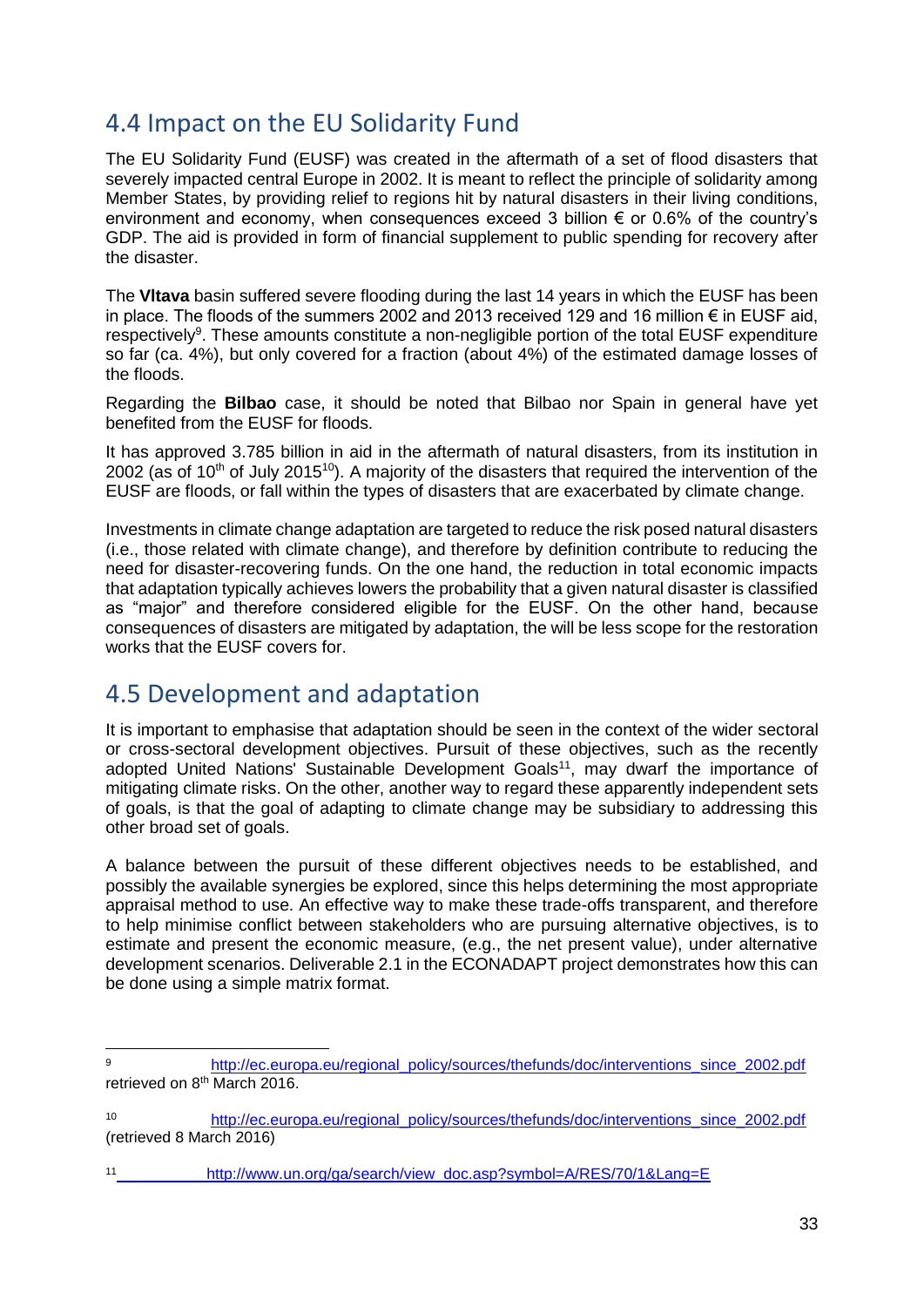## 4.4 Impact on the EU Solidarity Fund

The EU Solidarity Fund (EUSF) was created in the aftermath of a set of flood disasters that severely impacted central Europe in 2002. It is meant to reflect the principle of solidarity among Member States, by providing relief to regions hit by natural disasters in their living conditions, environment and economy, when consequences exceed 3 billion € or 0.6% of the country's GDP. The aid is provided in form of financial supplement to public spending for recovery after the disaster.

The **Vltava** basin suffered severe flooding during the last 14 years in which the EUSF has been in place. The floods of the summers 2002 and 2013 received 129 and 16 million € in EUSF aid, respectively[9]. These amounts constitute a non-negligible portion of the total EUSF expenditure so far (ca. 4%), but only covered for a fraction (about 4%) of the estimated damage losses of the floods.

Regarding the **Bilbao** case, it should be noted that Bilbao nor Spain in general have yet benefited from the EUSF for floods.

It has approved 3.785 billion in aid in the aftermath of natural disasters, from its institution in 2002 (as of 10th of July 2015[10]). A majority of the disasters that required the intervention of the EUSF are floods, or fall within the types of disasters that are exacerbated by climate change.

Investments in climate change adaptation are targeted to reduce the risk posed natural disasters (i.e., those related with climate change), and therefore by definition contribute to reducing the need for disaster-recovering funds. On the one hand, the reduction in total economic impacts that adaptation typically achieves lowers the probability that a given natural disaster is classified as "major" and therefore considered eligible for the EUSF. On the other hand, because consequences of disasters are mitigated by adaptation, the will be less scope for the restoration works that the EUSF covers for.

## 4.5 Development and adaptation

It is important to emphasise that adaptation should be seen in the context of the wider sectoral or cross-sectoral development objectives. Pursuit of these objectives, such as the recently adopted United Nations' Sustainable Development Goals[11], may dwarf the importance of mitigating climate risks. On the other, another way to regard these apparently independent sets of goals, is that the goal of adapting to climate change may be subsidiary to addressing this other broad set of goals.

A balance between the pursuit of these different objectives needs to be established, and possibly the available synergies be explored, since this helps determining the most appropriate appraisal method to use. An effective way to make these trade-offs transparent, and therefore to help minimise conflict between stakeholders who are pursuing alternative objectives, is to estimate and present the economic measure, (e.g., the net present value), under alternative development scenarios. Deliverable 2.1 in the ECONADAPT project demonstrates how this can be done using a simple matrix format.

---

[9] http://ec.europa.eu/regional_policy/sources/thefunds/doc/interventions_since_2002.pdf retrieved on 8th March 2016.

[10] http://ec.europa.eu/regional_policy/sources/thefunds/doc/interventions_since_2002.pdf (retrieved 8 March 2016)

[11] http://www.un.org/ga/search/view_doc.asp?symbol=A/RES/70/1&Lang=E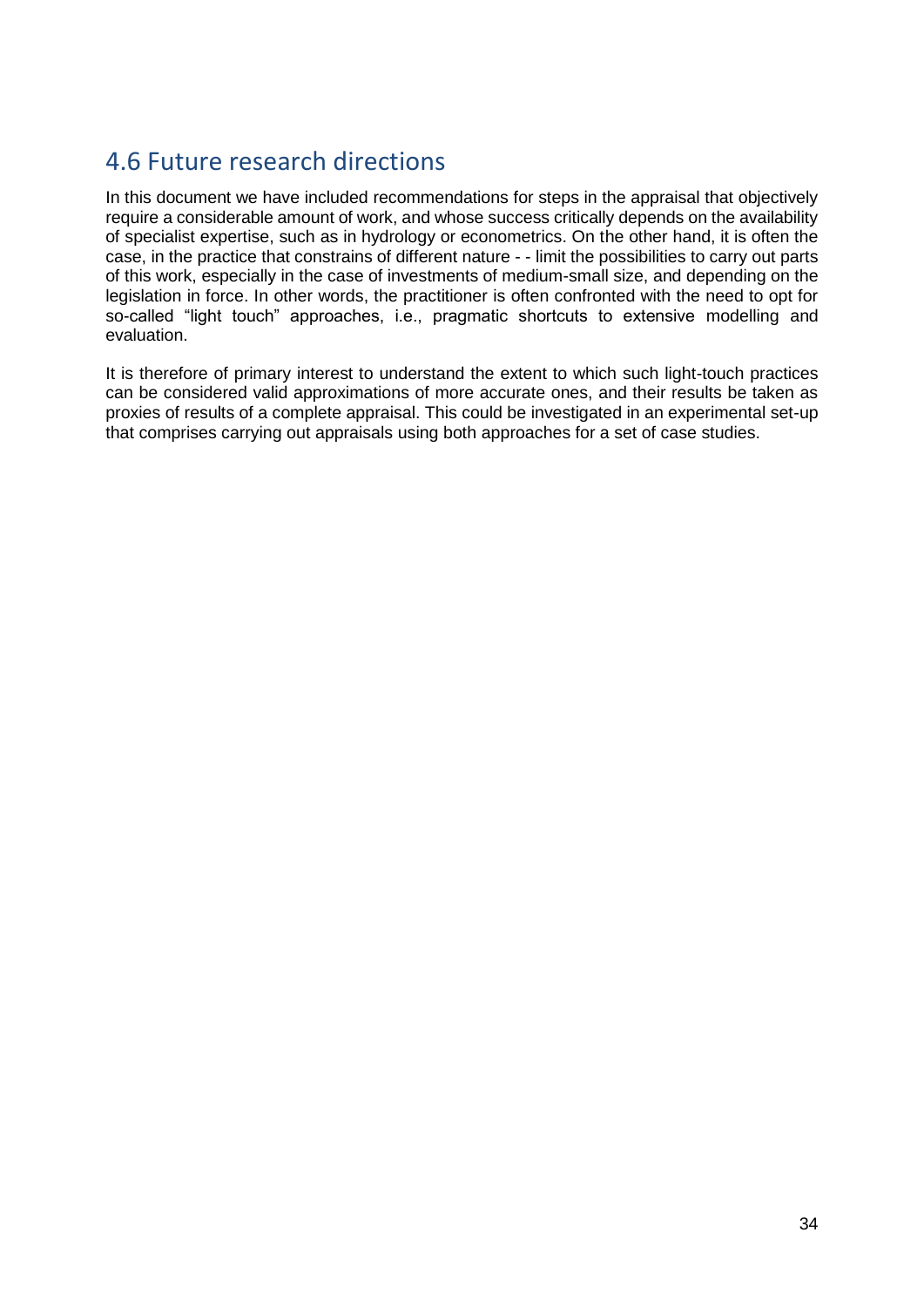## 4.6 Future research directions

In this document we have included recommendations for steps in the appraisal that objectively require a considerable amount of work, and whose success critically depends on the availability of specialist expertise, such as in hydrology or econometrics. On the other hand, it is often the case, in the practice that constrains of different nature - - limit the possibilities to carry out parts of this work, especially in the case of investments of medium-small size, and depending on the legislation in force. In other words, the practitioner is often confronted with the need to opt for so-called "light touch" approaches, i.e., pragmatic shortcuts to extensive modelling and evaluation.

It is therefore of primary interest to understand the extent to which such light-touch practices can be considered valid approximations of more accurate ones, and their results be taken as proxies of results of a complete appraisal. This could be investigated in an experimental set-up that comprises carrying out appraisals using both approaches for a set of case studies.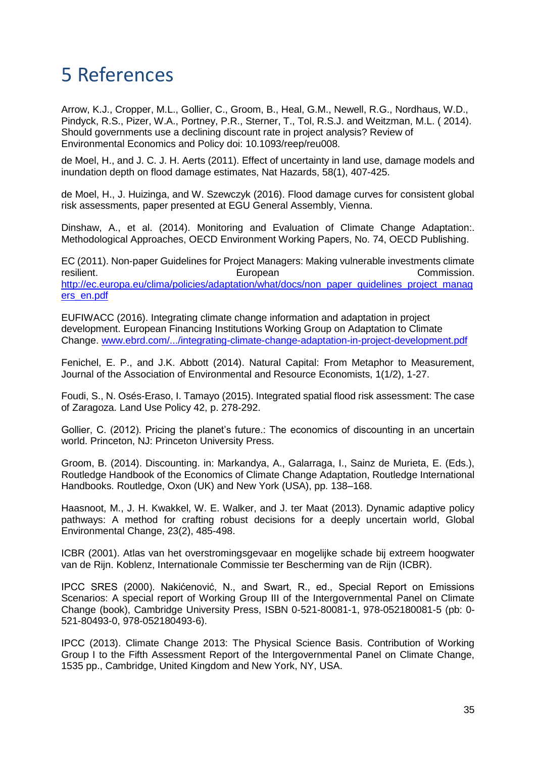# 5 References

Arrow, K.J., Cropper, M.L., Gollier, C., Groom, B., Heal, G.M., Newell, R.G., Nordhaus, W.D., Pindyck, R.S., Pizer, W.A., Portney, P.R., Sterner, T., Tol, R.S.J. and Weitzman, M.L. ( 2014). Should governments use a declining discount rate in project analysis? Review of Environmental Economics and Policy doi: 10.1093/reep/reu008.

de Moel, H., and J. C. J. H. Aerts (2011). Effect of uncertainty in land use, damage models and inundation depth on flood damage estimates, Nat Hazards, 58(1), 407-425.

de Moel, H., J. Huizinga, and W. Szewczyk (2016). Flood damage curves for consistent global risk assessments, paper presented at EGU General Assembly, Vienna.

Dinshaw, A., et al. (2014). Monitoring and Evaluation of Climate Change Adaptation:. Methodological Approaches, OECD Environment Working Papers, No. 74, OECD Publishing.

EC (2011). Non-paper Guidelines for Project Managers: Making vulnerable investments climate resilient. European Commission. http://ec.europa.eu/clima/policies/adaptation/what/docs/non_paper_guidelines_project_managers_en.pdf

EUFIWACC (2016). Integrating climate change information and adaptation in project development. European Financing Institutions Working Group on Adaptation to Climate Change. www.ebrd.com/.../integrating-climate-change-adaptation-in-project-development.pdf

Fenichel, E. P., and J.K. Abbott (2014). Natural Capital: From Metaphor to Measurement, Journal of the Association of Environmental and Resource Economists, 1(1/2), 1-27.

Foudi, S., N. Osés-Eraso, I. Tamayo (2015). Integrated spatial flood risk assessment: The case of Zaragoza. Land Use Policy 42, p. 278-292.

Gollier, C. (2012). Pricing the planet's future.: The economics of discounting in an uncertain world. Princeton, NJ: Princeton University Press.

Groom, B. (2014). Discounting. in: Markandya, A., Galarraga, I., Sainz de Murieta, E. (Eds.), Routledge Handbook of the Economics of Climate Change Adaptation, Routledge International Handbooks. Routledge, Oxon (UK) and New York (USA), pp. 138–168.

Haasnoot, M., J. H. Kwakkel, W. E. Walker, and J. ter Maat (2013). Dynamic adaptive policy pathways: A method for crafting robust decisions for a deeply uncertain world, Global Environmental Change, 23(2), 485-498.

ICBR (2001). Atlas van het overstromingsgevaar en mogelijke schade bij extreem hoogwater van de Rijn. Koblenz, Internationale Commissie ter Bescherming van de Rijn (ICBR).

IPCC SRES (2000). Nakićenović, N., and Swart, R., ed., Special Report on Emissions Scenarios: A special report of Working Group III of the Intergovernmental Panel on Climate Change (book), Cambridge University Press, ISBN 0-521-80081-1, 978-052180081-5 (pb: 0-521-80493-0, 978-052180493-6).

IPCC (2013). Climate Change 2013: The Physical Science Basis. Contribution of Working Group I to the Fifth Assessment Report of the Intergovernmental Panel on Climate Change, 1535 pp., Cambridge, United Kingdom and New York, NY, USA.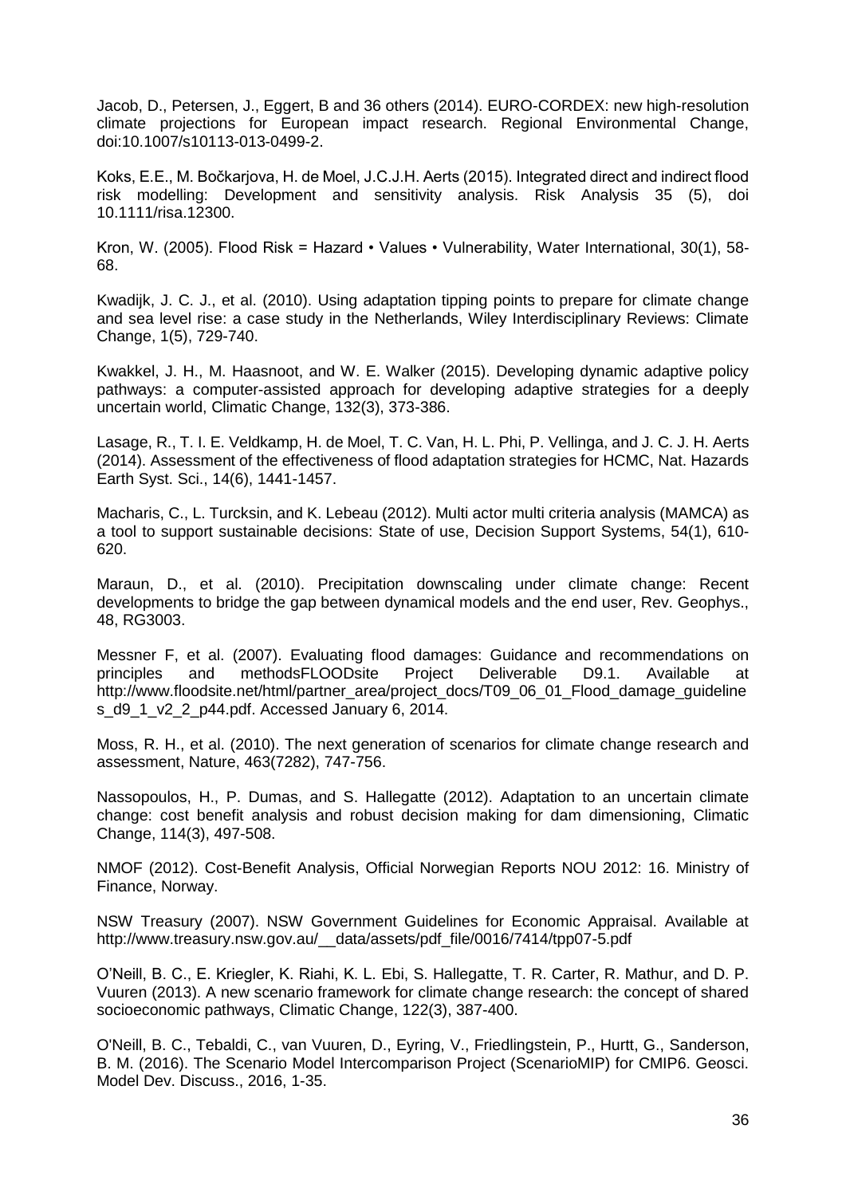Jacob, D., Petersen, J., Eggert, B and 36 others (2014). EURO-CORDEX: new high-resolution climate projections for European impact research. Regional Environmental Change, doi:10.1007/s10113-013-0499-2.

Koks, E.E., M. Bočkarjova, H. de Moel, J.C.J.H. Aerts (2015). Integrated direct and indirect flood risk modelling: Development and sensitivity analysis. Risk Analysis 35 (5), doi 10.1111/risa.12300.

Kron, W. (2005). Flood Risk = Hazard • Values • Vulnerability, Water International, 30(1), 58-68.

Kwadijk, J. C. J., et al. (2010). Using adaptation tipping points to prepare for climate change and sea level rise: a case study in the Netherlands, Wiley Interdisciplinary Reviews: Climate Change, 1(5), 729-740.

Kwakkel, J. H., M. Haasnoot, and W. E. Walker (2015). Developing dynamic adaptive policy pathways: a computer-assisted approach for developing adaptive strategies for a deeply uncertain world, Climatic Change, 132(3), 373-386.

Lasage, R., T. I. E. Veldkamp, H. de Moel, T. C. Van, H. L. Phi, P. Vellinga, and J. C. J. H. Aerts (2014). Assessment of the effectiveness of flood adaptation strategies for HCMC, Nat. Hazards Earth Syst. Sci., 14(6), 1441-1457.

Macharis, C., L. Turcksin, and K. Lebeau (2012). Multi actor multi criteria analysis (MAMCA) as a tool to support sustainable decisions: State of use, Decision Support Systems, 54(1), 610-620.

Maraun, D., et al. (2010). Precipitation downscaling under climate change: Recent developments to bridge the gap between dynamical models and the end user, Rev. Geophys., 48, RG3003.

Messner F, et al. (2007). Evaluating flood damages: Guidance and recommendations on principles and methodsFLOODsite Project Deliverable D9.1. Available at http://www.floodsite.net/html/partner_area/project_docs/T09_06_01_Flood_damage_guidelines_d9_1_v2_2_p44.pdf. Accessed January 6, 2014.

Moss, R. H., et al. (2010). The next generation of scenarios for climate change research and assessment, Nature, 463(7282), 747-756.

Nassopoulos, H., P. Dumas, and S. Hallegatte (2012). Adaptation to an uncertain climate change: cost benefit analysis and robust decision making for dam dimensioning, Climatic Change, 114(3), 497-508.

NMOF (2012). Cost-Benefit Analysis, Official Norwegian Reports NOU 2012: 16. Ministry of Finance, Norway.

NSW Treasury (2007). NSW Government Guidelines for Economic Appraisal. Available at http://www.treasury.nsw.gov.au/__data/assets/pdf_file/0016/7414/tpp07-5.pdf

O'Neill, B. C., E. Kriegler, K. Riahi, K. L. Ebi, S. Hallegatte, T. R. Carter, R. Mathur, and D. P. Vuuren (2013). A new scenario framework for climate change research: the concept of shared socioeconomic pathways, Climatic Change, 122(3), 387-400.

O'Neill, B. C., Tebaldi, C., van Vuuren, D., Eyring, V., Friedlingstein, P., Hurtt, G., Sanderson, B. M. (2016). The Scenario Model Intercomparison Project (ScenarioMIP) for CMIP6. Geosci. Model Dev. Discuss., 2016, 1-35.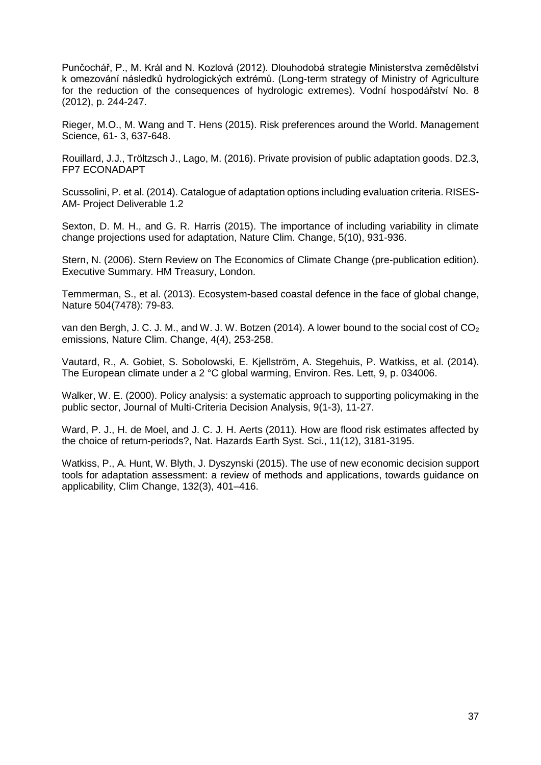Punčochář, P., M. Král and N. Kozlová (2012). Dlouhodobá strategie Ministerstva zemědělství k omezování následků hydrologických extrémů. (Long-term strategy of Ministry of Agriculture for the reduction of the consequences of hydrologic extremes). Vodní hospodářství No. 8 (2012), p. 244-247.

Rieger, M.O., M. Wang and T. Hens (2015). Risk preferences around the World. Management Science, 61- 3, 637-648.

Rouillard, J.J., Tröltzsch J., Lago, M. (2016). Private provision of public adaptation goods. D2.3, FP7 ECONADAPT

Scussolini, P. et al. (2014). Catalogue of adaptation options including evaluation criteria. RISES-AM- Project Deliverable 1.2

Sexton, D. M. H., and G. R. Harris (2015). The importance of including variability in climate change projections used for adaptation, Nature Clim. Change, 5(10), 931-936.

Stern, N. (2006). Stern Review on The Economics of Climate Change (pre-publication edition). Executive Summary. HM Treasury, London.

Temmerman, S., et al. (2013). Ecosystem-based coastal defence in the face of global change, Nature 504(7478): 79-83.

van den Bergh, J. C. J. M., and W. J. W. Botzen (2014). A lower bound to the social cost of $CO_2$ emissions, Nature Clim. Change, 4(4), 253-258.

Vautard, R., A. Gobiet, S. Sobolowski, E. Kjellström, A. Stegehuis, P. Watkiss, et al. (2014). The European climate under a 2 °C global warming, Environ. Res. Lett, 9, p. 034006.

Walker, W. E. (2000). Policy analysis: a systematic approach to supporting policymaking in the public sector, Journal of Multi-Criteria Decision Analysis, 9(1-3), 11-27.

Ward, P. J., H. de Moel, and J. C. J. H. Aerts (2011). How are flood risk estimates affected by the choice of return-periods?, Nat. Hazards Earth Syst. Sci., 11(12), 3181-3195.

Watkiss, P., A. Hunt, W. Blyth, J. Dyszynski (2015). The use of new economic decision support tools for adaptation assessment: a review of methods and applications, towards guidance on applicability, Clim Change, 132(3), 401–416.